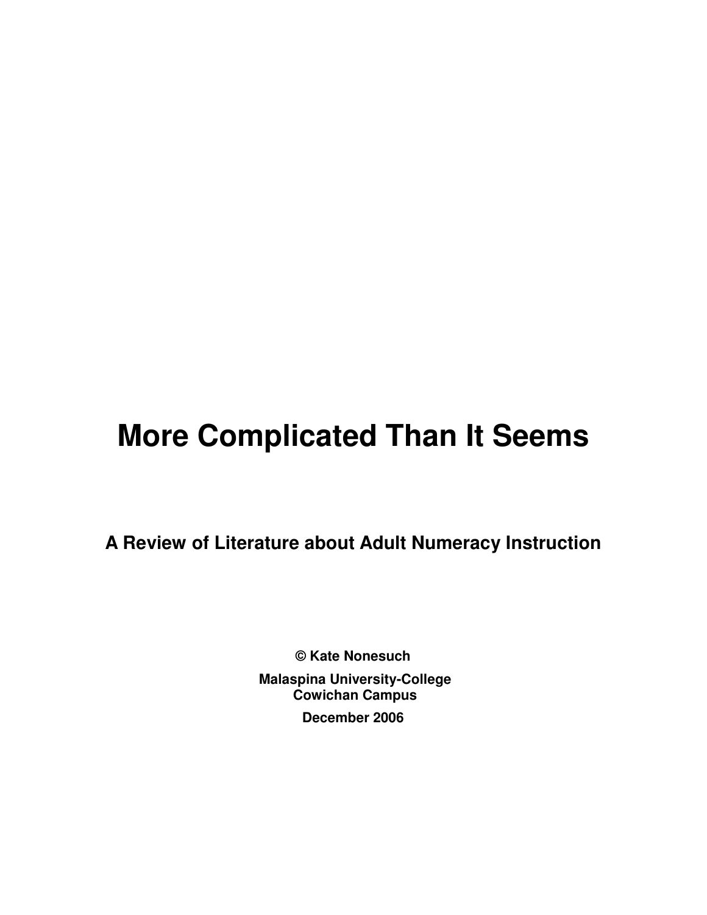# More Complicated Than It Seems

## A Review of Literature about Adult Numeracy Instruction

**© Kate Nonesuch**

**Malaspina University-College**
**Cowichan Campus**

**December 2006**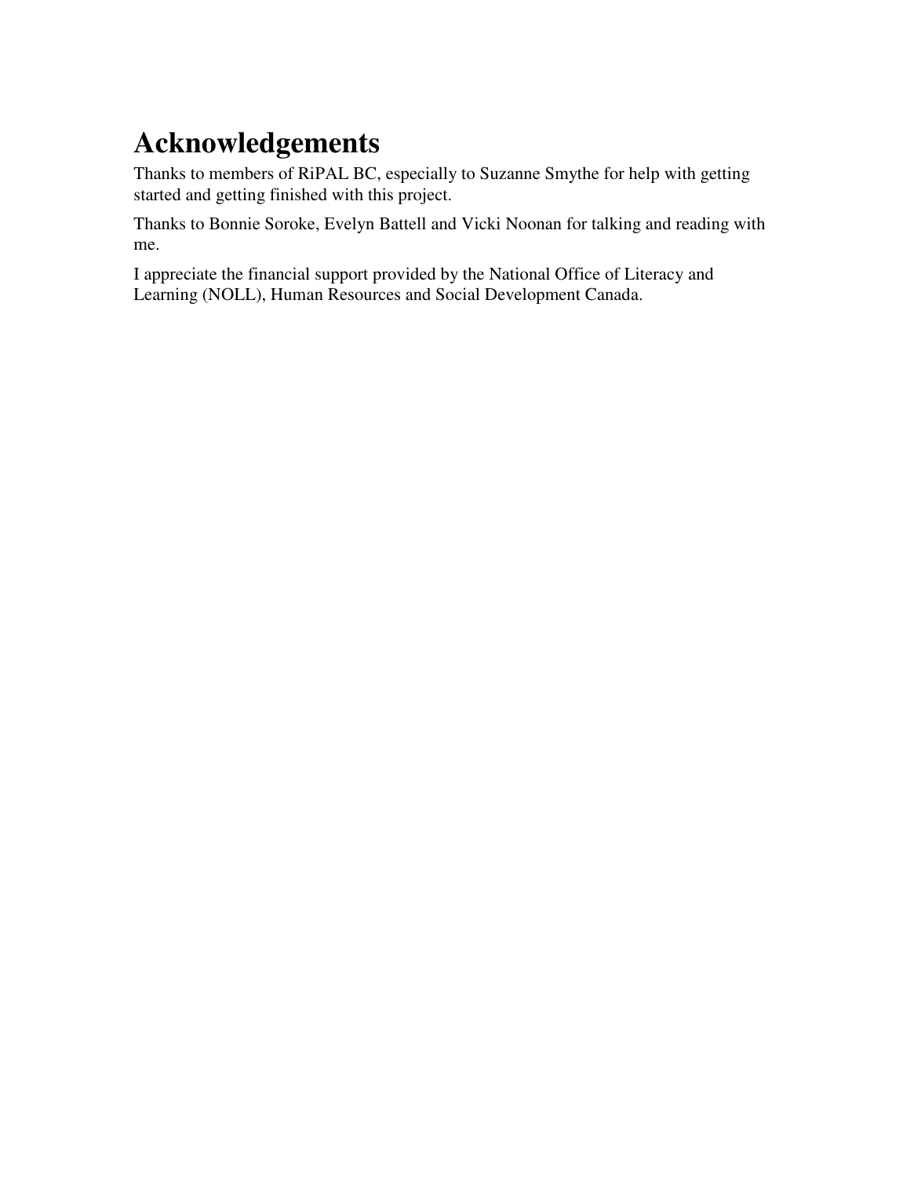# Acknowledgements

Thanks to members of RiPAL BC, especially to Suzanne Smythe for help with getting started and getting finished with this project.

Thanks to Bonnie Soroke, Evelyn Battell and Vicki Noonan for talking and reading with me.

I appreciate the financial support provided by the National Office of Literacy and Learning (NOLL), Human Resources and Social Development Canada.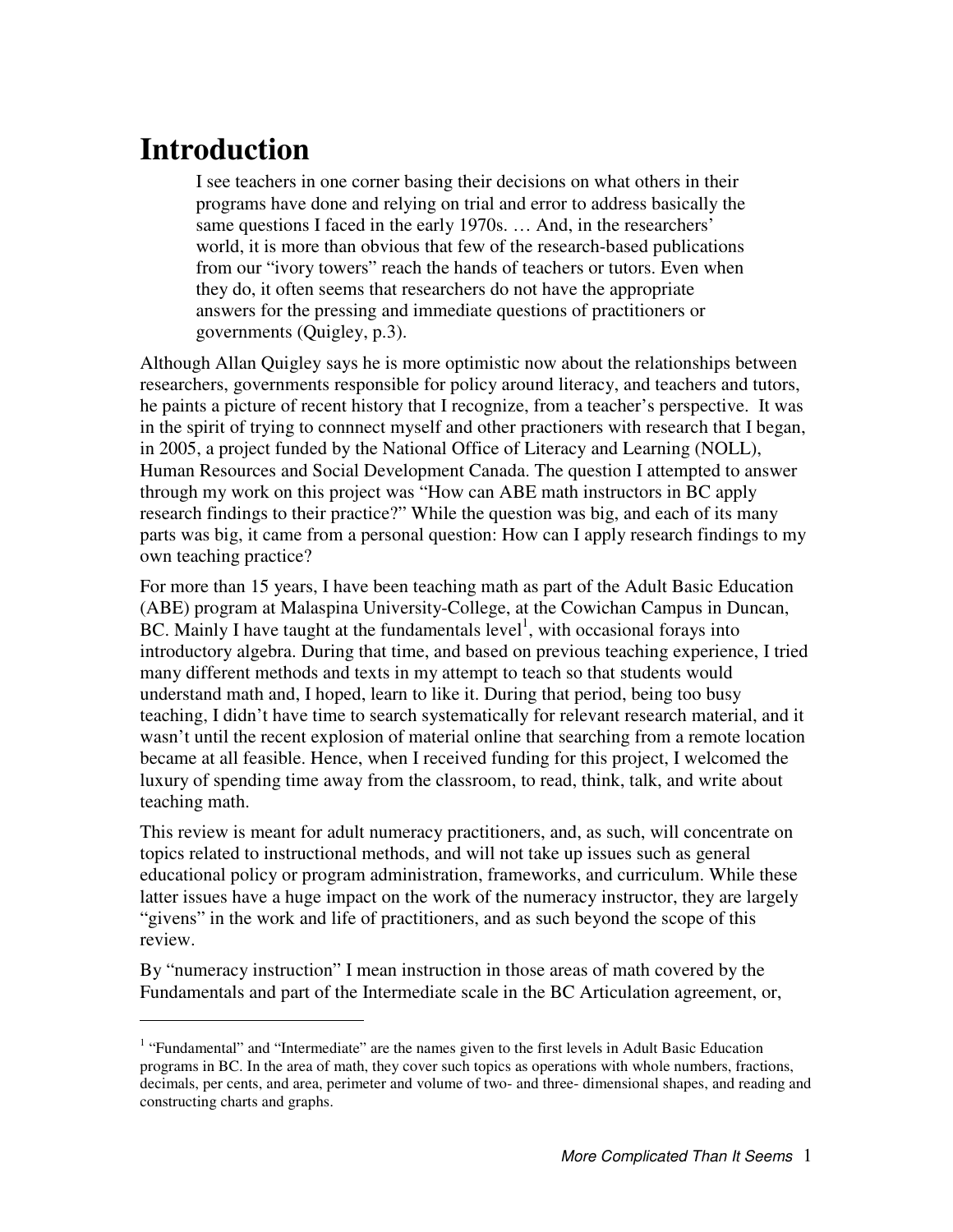# Introduction

> I see teachers in one corner basing their decisions on what others in their programs have done and relying on trial and error to address basically the same questions I faced in the early 1970s. … And, in the researchers' world, it is more than obvious that few of the research-based publications from our "ivory towers" reach the hands of teachers or tutors. Even when they do, it often seems that researchers do not have the appropriate answers for the pressing and immediate questions of practitioners or governments (Quigley, p.3).

Although Allan Quigley says he is more optimistic now about the relationships between researchers, governments responsible for policy around literacy, and teachers and tutors, he paints a picture of recent history that I recognize, from a teacher's perspective. It was in the spirit of trying to connnect myself and other practioners with research that I began, in 2005, a project funded by the National Office of Literacy and Learning (NOLL), Human Resources and Social Development Canada. The question I attempted to answer through my work on this project was "How can ABE math instructors in BC apply research findings to their practice?" While the question was big, and each of its many parts was big, it came from a personal question: How can I apply research findings to my own teaching practice?

For more than 15 years, I have been teaching math as part of the Adult Basic Education (ABE) program at Malaspina University-College, at the Cowichan Campus in Duncan, BC. Mainly I have taught at the fundamentals level[1], with occasional forays into introductory algebra. During that time, and based on previous teaching experience, I tried many different methods and texts in my attempt to teach so that students would understand math and, I hoped, learn to like it. During that period, being too busy teaching, I didn't have time to search systematically for relevant research material, and it wasn't until the recent explosion of material online that searching from a remote location became at all feasible. Hence, when I received funding for this project, I welcomed the luxury of spending time away from the classroom, to read, think, talk, and write about teaching math.

This review is meant for adult numeracy practitioners, and, as such, will concentrate on topics related to instructional methods, and will not take up issues such as general educational policy or program administration, frameworks, and curriculum. While these latter issues have a huge impact on the work of the numeracy instructor, they are largely "givens" in the work and life of practitioners, and as such beyond the scope of this review.

By "numeracy instruction" I mean instruction in those areas of math covered by the Fundamentals and part of the Intermediate scale in the BC Articulation agreement, or,

---

[1] "Fundamental" and "Intermediate" are the names given to the first levels in Adult Basic Education programs in BC. In the area of math, they cover such topics as operations with whole numbers, fractions, decimals, per cents, and area, perimeter and volume of two- and three- dimensional shapes, and reading and constructing charts and graphs.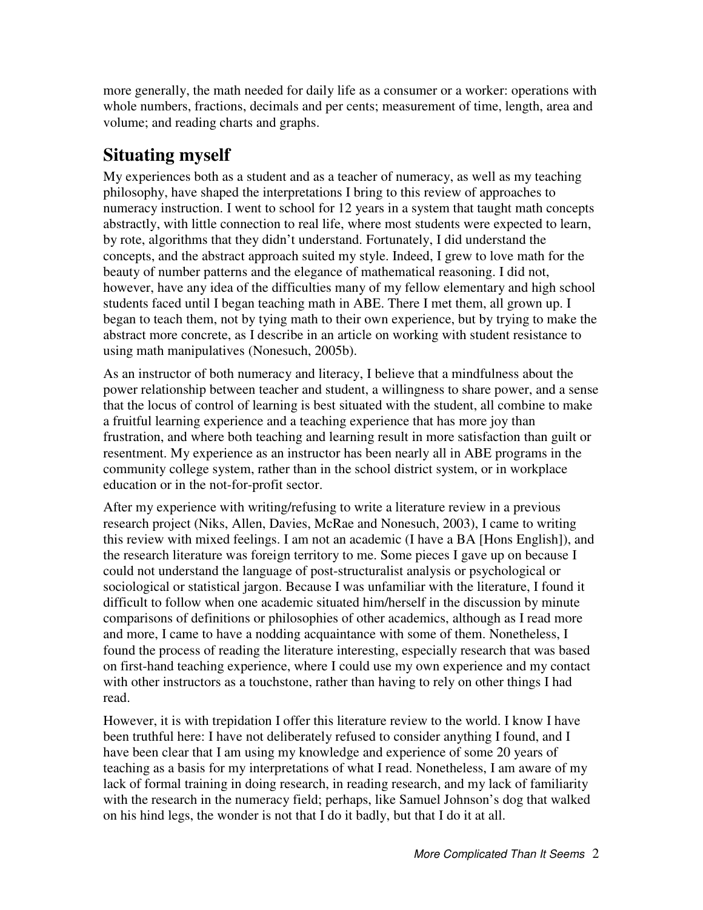more generally, the math needed for daily life as a consumer or a worker: operations with whole numbers, fractions, decimals and per cents; measurement of time, length, area and volume; and reading charts and graphs.

## Situating myself

My experiences both as a student and as a teacher of numeracy, as well as my teaching philosophy, have shaped the interpretations I bring to this review of approaches to numeracy instruction. I went to school for 12 years in a system that taught math concepts abstractly, with little connection to real life, where most students were expected to learn, by rote, algorithms that they didn't understand. Fortunately, I did understand the concepts, and the abstract approach suited my style. Indeed, I grew to love math for the beauty of number patterns and the elegance of mathematical reasoning. I did not, however, have any idea of the difficulties many of my fellow elementary and high school students faced until I began teaching math in ABE. There I met them, all grown up. I began to teach them, not by tying math to their own experience, but by trying to make the abstract more concrete, as I describe in an article on working with student resistance to using math manipulatives (Nonesuch, 2005b).

As an instructor of both numeracy and literacy, I believe that a mindfulness about the power relationship between teacher and student, a willingness to share power, and a sense that the locus of control of learning is best situated with the student, all combine to make a fruitful learning experience and a teaching experience that has more joy than frustration, and where both teaching and learning result in more satisfaction than guilt or resentment. My experience as an instructor has been nearly all in ABE programs in the community college system, rather than in the school district system, or in workplace education or in the not-for-profit sector.

After my experience with writing/refusing to write a literature review in a previous research project (Niks, Allen, Davies, McRae and Nonesuch, 2003), I came to writing this review with mixed feelings. I am not an academic (I have a BA [Hons English]), and the research literature was foreign territory to me. Some pieces I gave up on because I could not understand the language of post-structuralist analysis or psychological or sociological or statistical jargon. Because I was unfamiliar with the literature, I found it difficult to follow when one academic situated him/herself in the discussion by minute comparisons of definitions or philosophies of other academics, although as I read more and more, I came to have a nodding acquaintance with some of them. Nonetheless, I found the process of reading the literature interesting, especially research that was based on first-hand teaching experience, where I could use my own experience and my contact with other instructors as a touchstone, rather than having to rely on other things I had read.

However, it is with trepidation I offer this literature review to the world. I know I have been truthful here: I have not deliberately refused to consider anything I found, and I have been clear that I am using my knowledge and experience of some 20 years of teaching as a basis for my interpretations of what I read. Nonetheless, I am aware of my lack of formal training in doing research, in reading research, and my lack of familiarity with the research in the numeracy field; perhaps, like Samuel Johnson's dog that walked on his hind legs, the wonder is not that I do it badly, but that I do it at all.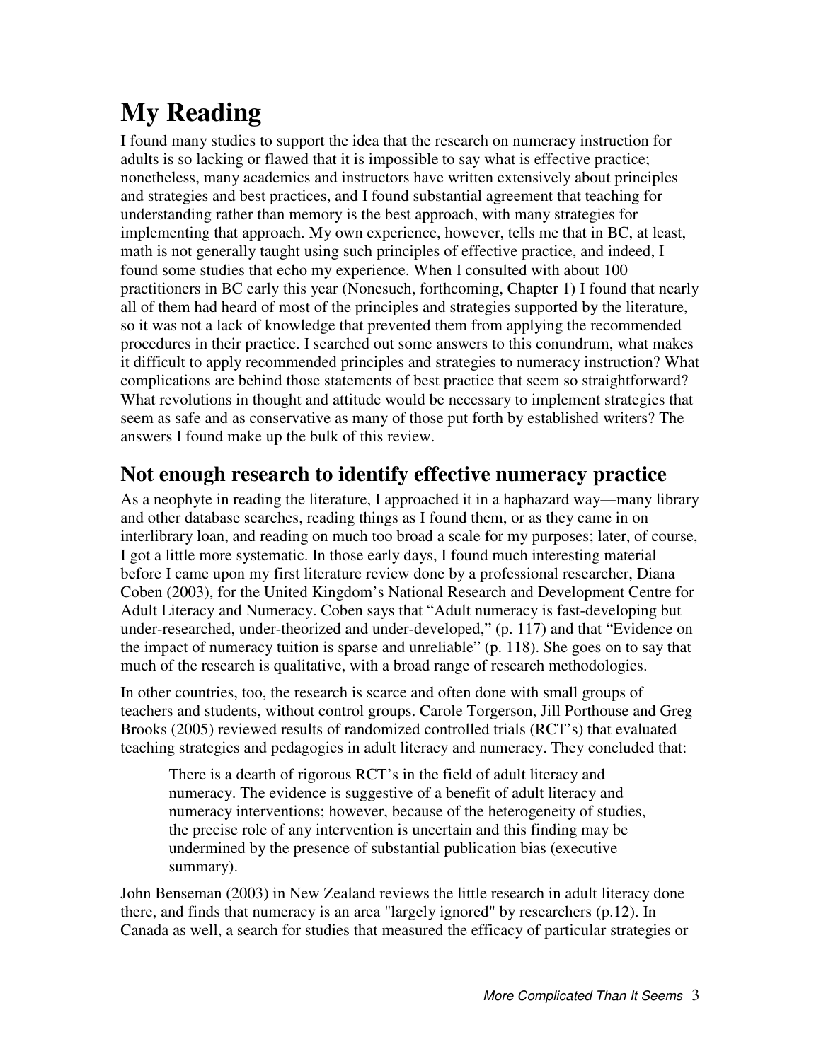# My Reading

I found many studies to support the idea that the research on numeracy instruction for adults is so lacking or flawed that it is impossible to say what is effective practice; nonetheless, many academics and instructors have written extensively about principles and strategies and best practices, and I found substantial agreement that teaching for understanding rather than memory is the best approach, with many strategies for implementing that approach. My own experience, however, tells me that in BC, at least, math is not generally taught using such principles of effective practice, and indeed, I found some studies that echo my experience. When I consulted with about 100 practitioners in BC early this year (Nonesuch, forthcoming, Chapter 1) I found that nearly all of them had heard of most of the principles and strategies supported by the literature, so it was not a lack of knowledge that prevented them from applying the recommended procedures in their practice. I searched out some answers to this conundrum, what makes it difficult to apply recommended principles and strategies to numeracy instruction? What complications are behind those statements of best practice that seem so straightforward? What revolutions in thought and attitude would be necessary to implement strategies that seem as safe and as conservative as many of those put forth by established writers? The answers I found make up the bulk of this review.

## Not enough research to identify effective numeracy practice

As a neophyte in reading the literature, I approached it in a haphazard way—many library and other database searches, reading things as I found them, or as they came in on interlibrary loan, and reading on much too broad a scale for my purposes; later, of course, I got a little more systematic. In those early days, I found much interesting material before I came upon my first literature review done by a professional researcher, Diana Coben (2003), for the United Kingdom's National Research and Development Centre for Adult Literacy and Numeracy. Coben says that "Adult numeracy is fast-developing but under-researched, under-theorized and under-developed," (p. 117) and that "Evidence on the impact of numeracy tuition is sparse and unreliable" (p. 118). She goes on to say that much of the research is qualitative, with a broad range of research methodologies.

In other countries, too, the research is scarce and often done with small groups of teachers and students, without control groups. Carole Torgerson, Jill Porthouse and Greg Brooks (2005) reviewed results of randomized controlled trials (RCT's) that evaluated teaching strategies and pedagogies in adult literacy and numeracy. They concluded that:

> There is a dearth of rigorous RCT's in the field of adult literacy and numeracy. The evidence is suggestive of a benefit of adult literacy and numeracy interventions; however, because of the heterogeneity of studies, the precise role of any intervention is uncertain and this finding may be undermined by the presence of substantial publication bias (executive summary).

John Benseman (2003) in New Zealand reviews the little research in adult literacy done there, and finds that numeracy is an area "largely ignored" by researchers (p.12). In Canada as well, a search for studies that measured the efficacy of particular strategies or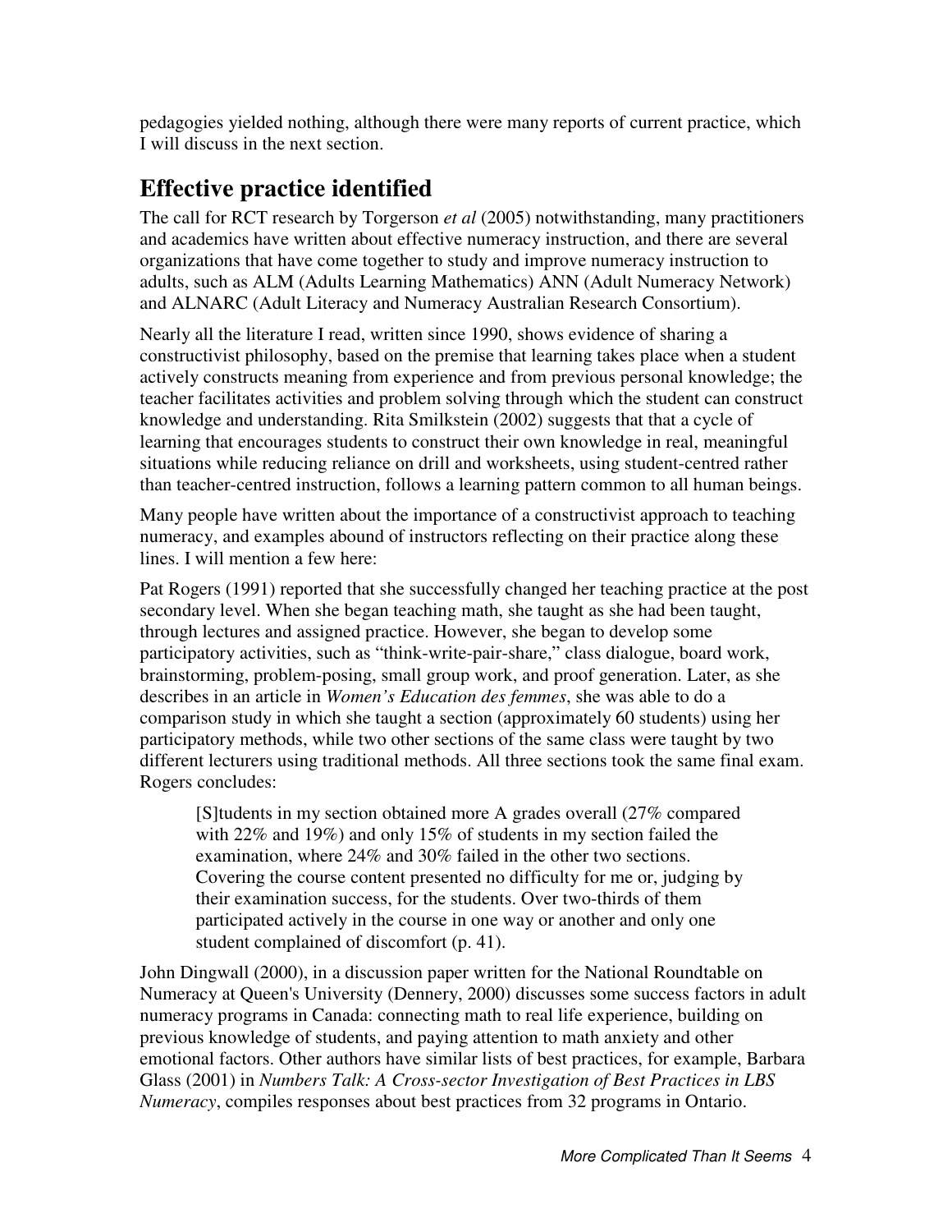pedagogies yielded nothing, although there were many reports of current practice, which I will discuss in the next section.

## Effective practice identified

The call for RCT research by Torgerson *et al* (2005) notwithstanding, many practitioners and academics have written about effective numeracy instruction, and there are several organizations that have come together to study and improve numeracy instruction to adults, such as ALM (Adults Learning Mathematics) ANN (Adult Numeracy Network) and ALNARC (Adult Literacy and Numeracy Australian Research Consortium).

Nearly all the literature I read, written since 1990, shows evidence of sharing a constructivist philosophy, based on the premise that learning takes place when a student actively constructs meaning from experience and from previous personal knowledge; the teacher facilitates activities and problem solving through which the student can construct knowledge and understanding. Rita Smilkstein (2002) suggests that that a cycle of learning that encourages students to construct their own knowledge in real, meaningful situations while reducing reliance on drill and worksheets, using student-centred rather than teacher-centred instruction, follows a learning pattern common to all human beings.

Many people have written about the importance of a constructivist approach to teaching numeracy, and examples abound of instructors reflecting on their practice along these lines. I will mention a few here:

Pat Rogers (1991) reported that she successfully changed her teaching practice at the post secondary level. When she began teaching math, she taught as she had been taught, through lectures and assigned practice. However, she began to develop some participatory activities, such as "think-write-pair-share," class dialogue, board work, brainstorming, problem-posing, small group work, and proof generation. Later, as she describes in an article in *Women's Education des femmes*, she was able to do a comparison study in which she taught a section (approximately 60 students) using her participatory methods, while two other sections of the same class were taught by two different lecturers using traditional methods. All three sections took the same final exam. Rogers concludes:

> [S]tudents in my section obtained more A grades overall (27% compared with 22% and 19%) and only 15% of students in my section failed the examination, where 24% and 30% failed in the other two sections. Covering the course content presented no difficulty for me or, judging by their examination success, for the students. Over two-thirds of them participated actively in the course in one way or another and only one student complained of discomfort (p. 41).

John Dingwall (2000), in a discussion paper written for the National Roundtable on Numeracy at Queen's University (Dennery, 2000) discusses some success factors in adult numeracy programs in Canada: connecting math to real life experience, building on previous knowledge of students, and paying attention to math anxiety and other emotional factors. Other authors have similar lists of best practices, for example, Barbara Glass (2001) in *Numbers Talk: A Cross-sector Investigation of Best Practices in LBS Numeracy*, compiles responses about best practices from 32 programs in Ontario.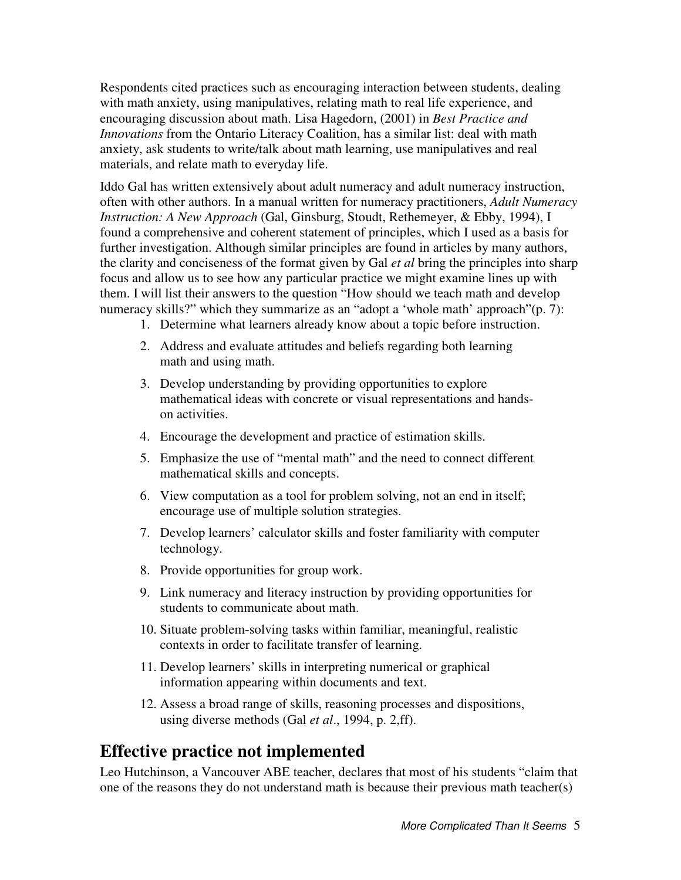Respondents cited practices such as encouraging interaction between students, dealing with math anxiety, using manipulatives, relating math to real life experience, and encouraging discussion about math. Lisa Hagedorn, (2001) in *Best Practice and Innovations* from the Ontario Literacy Coalition, has a similar list: deal with math anxiety, ask students to write/talk about math learning, use manipulatives and real materials, and relate math to everyday life.

Iddo Gal has written extensively about adult numeracy and adult numeracy instruction, often with other authors. In a manual written for numeracy practitioners, *Adult Numeracy Instruction: A New Approach* (Gal, Ginsburg, Stoudt, Rethemeyer, & Ebby, 1994), I found a comprehensive and coherent statement of principles, which I used as a basis for further investigation. Although similar principles are found in articles by many authors, the clarity and conciseness of the format given by Gal *et al* bring the principles into sharp focus and allow us to see how any particular practice we might examine lines up with them. I will list their answers to the question "How should we teach math and develop numeracy skills?" which they summarize as an "adopt a 'whole math' approach"(p. 7):

1. Determine what learners already know about a topic before instruction.
2. Address and evaluate attitudes and beliefs regarding both learning math and using math.
3. Develop understanding by providing opportunities to explore mathematical ideas with concrete or visual representations and hands-on activities.
4. Encourage the development and practice of estimation skills.
5. Emphasize the use of "mental math" and the need to connect different mathematical skills and concepts.
6. View computation as a tool for problem solving, not an end in itself; encourage use of multiple solution strategies.
7. Develop learners' calculator skills and foster familiarity with computer technology.
8. Provide opportunities for group work.
9. Link numeracy and literacy instruction by providing opportunities for students to communicate about math.
10. Situate problem-solving tasks within familiar, meaningful, realistic contexts in order to facilitate transfer of learning.
11. Develop learners' skills in interpreting numerical or graphical information appearing within documents and text.
12. Assess a broad range of skills, reasoning processes and dispositions, using diverse methods (Gal *et al*., 1994, p. 2,ff).

## Effective practice not implemented

Leo Hutchinson, a Vancouver ABE teacher, declares that most of his students "claim that one of the reasons they do not understand math is because their previous math teacher(s)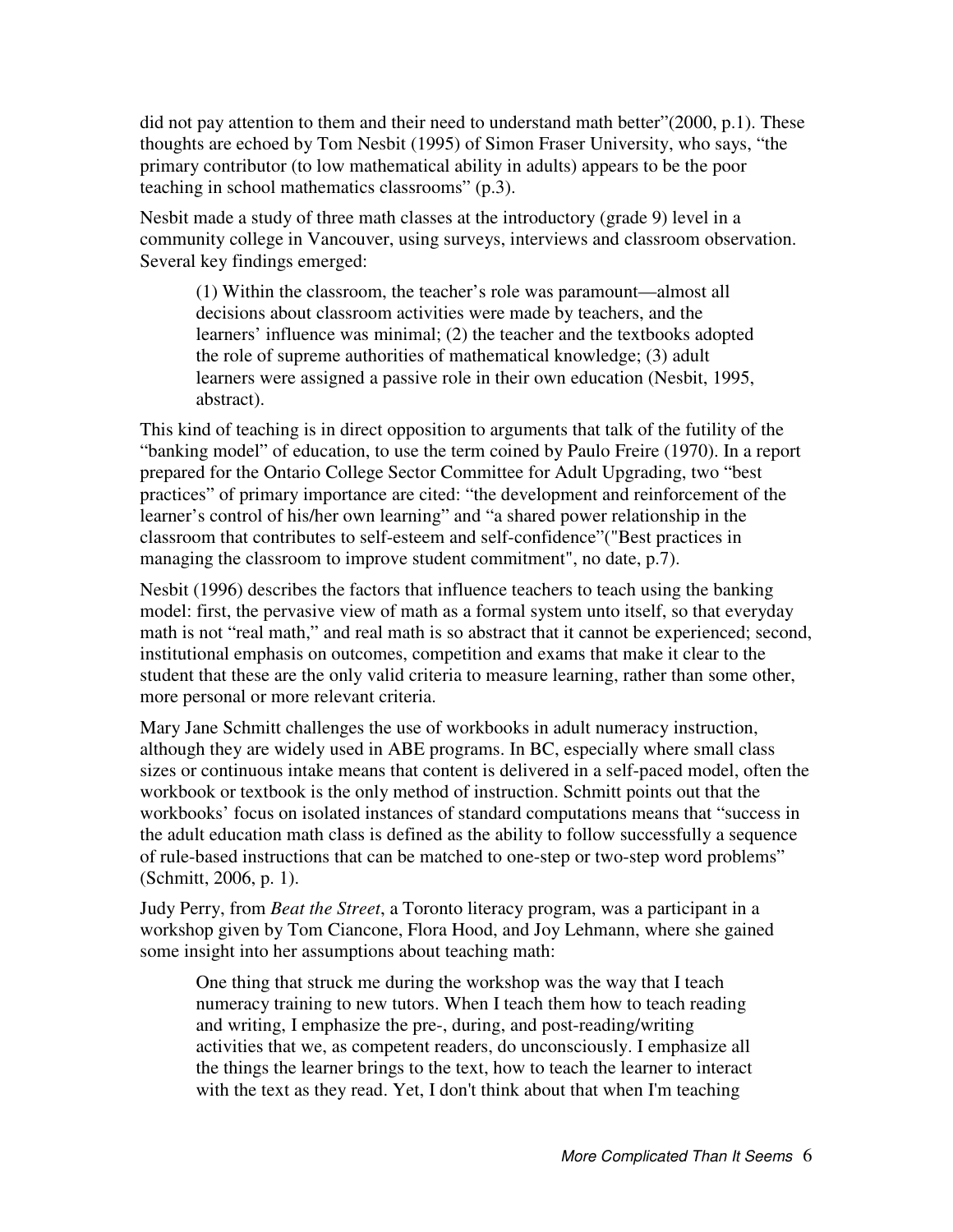did not pay attention to them and their need to understand math better"(2000, p.1). These thoughts are echoed by Tom Nesbit (1995) of Simon Fraser University, who says, "the primary contributor (to low mathematical ability in adults) appears to be the poor teaching in school mathematics classrooms" (p.3).

Nesbit made a study of three math classes at the introductory (grade 9) level in a community college in Vancouver, using surveys, interviews and classroom observation. Several key findings emerged:

> (1) Within the classroom, the teacher's role was paramount—almost all decisions about classroom activities were made by teachers, and the learners' influence was minimal; (2) the teacher and the textbooks adopted the role of supreme authorities of mathematical knowledge; (3) adult learners were assigned a passive role in their own education (Nesbit, 1995, abstract).

This kind of teaching is in direct opposition to arguments that talk of the futility of the "banking model" of education, to use the term coined by Paulo Freire (1970). In a report prepared for the Ontario College Sector Committee for Adult Upgrading, two "best practices" of primary importance are cited: "the development and reinforcement of the learner's control of his/her own learning" and "a shared power relationship in the classroom that contributes to self-esteem and self-confidence"("Best practices in managing the classroom to improve student commitment", no date, p.7).

Nesbit (1996) describes the factors that influence teachers to teach using the banking model: first, the pervasive view of math as a formal system unto itself, so that everyday math is not "real math," and real math is so abstract that it cannot be experienced; second, institutional emphasis on outcomes, competition and exams that make it clear to the student that these are the only valid criteria to measure learning, rather than some other, more personal or more relevant criteria.

Mary Jane Schmitt challenges the use of workbooks in adult numeracy instruction, although they are widely used in ABE programs. In BC, especially where small class sizes or continuous intake means that content is delivered in a self-paced model, often the workbook or textbook is the only method of instruction. Schmitt points out that the workbooks' focus on isolated instances of standard computations means that "success in the adult education math class is defined as the ability to follow successfully a sequence of rule-based instructions that can be matched to one-step or two-step word problems" (Schmitt, 2006, p. 1).

Judy Perry, from *Beat the Street*, a Toronto literacy program, was a participant in a workshop given by Tom Ciancone, Flora Hood, and Joy Lehmann, where she gained some insight into her assumptions about teaching math:

> One thing that struck me during the workshop was the way that I teach numeracy training to new tutors. When I teach them how to teach reading and writing, I emphasize the pre-, during, and post-reading/writing activities that we, as competent readers, do unconsciously. I emphasize all the things the learner brings to the text, how to teach the learner to interact with the text as they read. Yet, I don't think about that when I'm teaching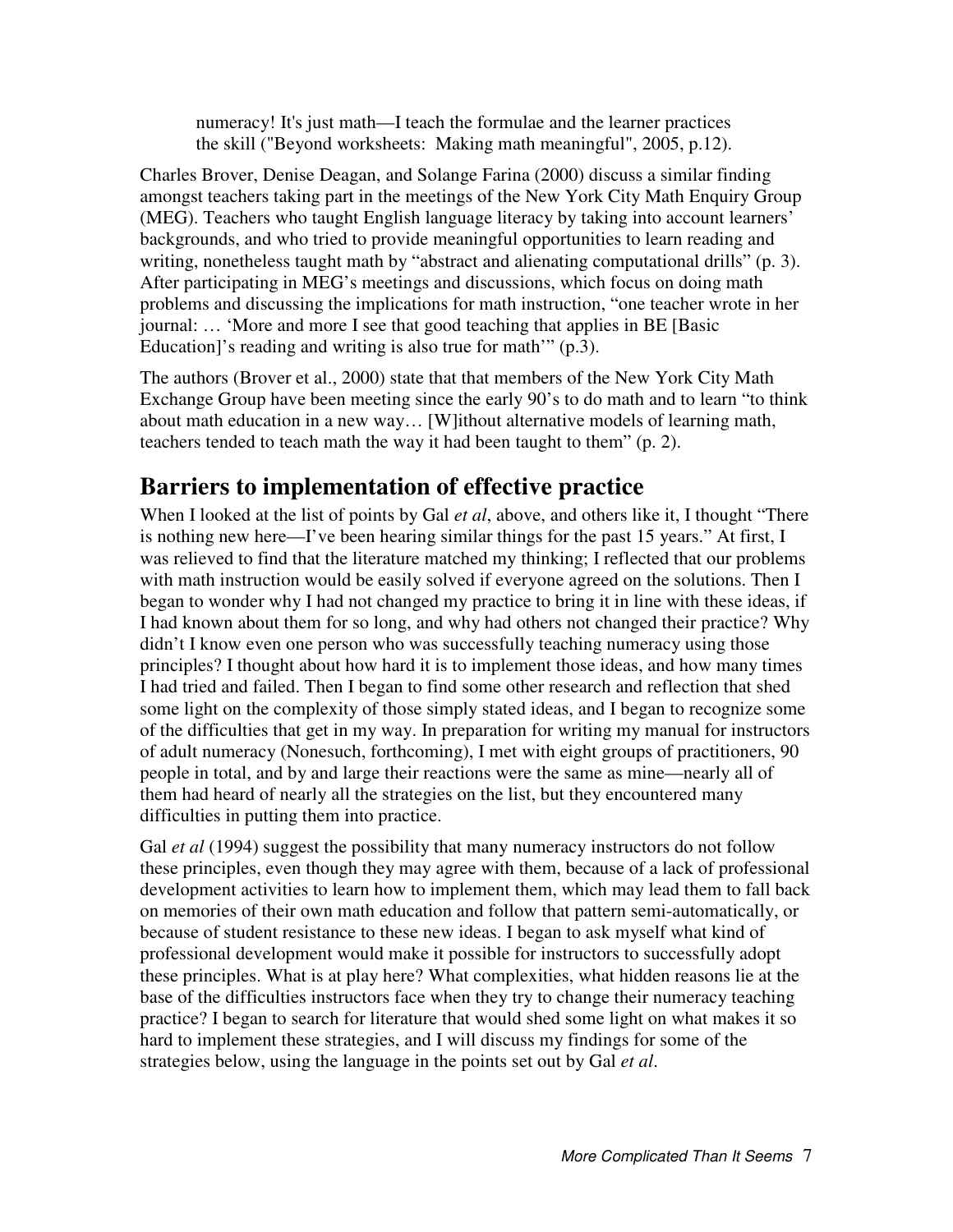numeracy! It's just math—I teach the formulae and the learner practices the skill ("Beyond worksheets: Making math meaningful", 2005, p.12).

Charles Brover, Denise Deagan, and Solange Farina (2000) discuss a similar finding amongst teachers taking part in the meetings of the New York City Math Enquiry Group (MEG). Teachers who taught English language literacy by taking into account learners' backgrounds, and who tried to provide meaningful opportunities to learn reading and writing, nonetheless taught math by "abstract and alienating computational drills" (p. 3). After participating in MEG's meetings and discussions, which focus on doing math problems and discussing the implications for math instruction, "one teacher wrote in her journal: … 'More and more I see that good teaching that applies in BE [Basic Education]'s reading and writing is also true for math'" (p.3).

The authors (Brover et al., 2000) state that that members of the New York City Math Exchange Group have been meeting since the early 90's to do math and to learn "to think about math education in a new way… [W]ithout alternative models of learning math, teachers tended to teach math the way it had been taught to them" (p. 2).

## Barriers to implementation of effective practice

When I looked at the list of points by Gal *et al*, above, and others like it, I thought "There is nothing new here—I've been hearing similar things for the past 15 years." At first, I was relieved to find that the literature matched my thinking; I reflected that our problems with math instruction would be easily solved if everyone agreed on the solutions. Then I began to wonder why I had not changed my practice to bring it in line with these ideas, if I had known about them for so long, and why had others not changed their practice? Why didn't I know even one person who was successfully teaching numeracy using those principles? I thought about how hard it is to implement those ideas, and how many times I had tried and failed. Then I began to find some other research and reflection that shed some light on the complexity of those simply stated ideas, and I began to recognize some of the difficulties that get in my way. In preparation for writing my manual for instructors of adult numeracy (Nonesuch, forthcoming), I met with eight groups of practitioners, 90 people in total, and by and large their reactions were the same as mine—nearly all of them had heard of nearly all the strategies on the list, but they encountered many difficulties in putting them into practice.

Gal *et al* (1994) suggest the possibility that many numeracy instructors do not follow these principles, even though they may agree with them, because of a lack of professional development activities to learn how to implement them, which may lead them to fall back on memories of their own math education and follow that pattern semi-automatically, or because of student resistance to these new ideas. I began to ask myself what kind of professional development would make it possible for instructors to successfully adopt these principles. What is at play here? What complexities, what hidden reasons lie at the base of the difficulties instructors face when they try to change their numeracy teaching practice? I began to search for literature that would shed some light on what makes it so hard to implement these strategies, and I will discuss my findings for some of the strategies below, using the language in the points set out by Gal *et al*.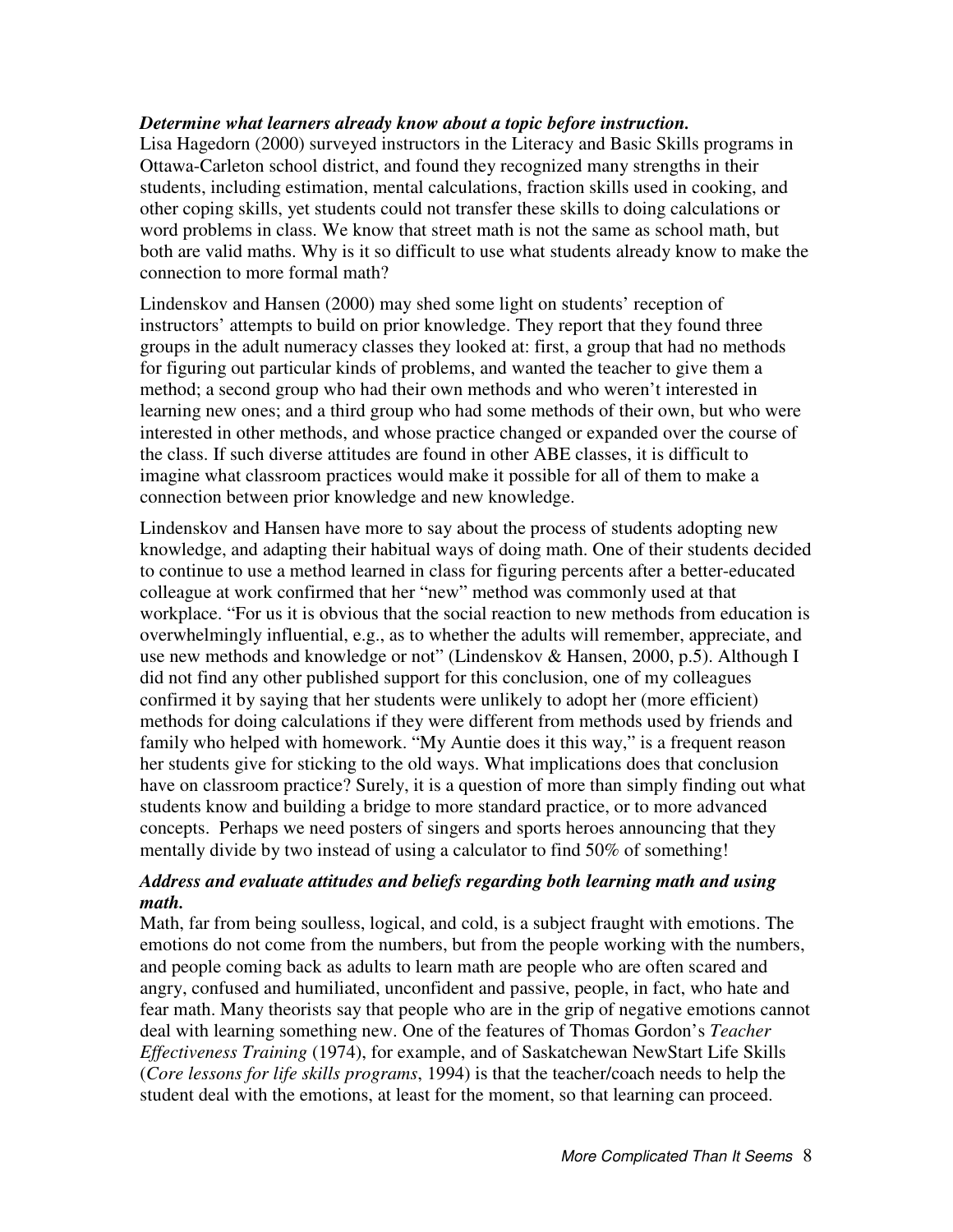***Determine what learners already know about a topic before instruction.***

Lisa Hagedorn (2000) surveyed instructors in the Literacy and Basic Skills programs in Ottawa-Carleton school district, and found they recognized many strengths in their students, including estimation, mental calculations, fraction skills used in cooking, and other coping skills, yet students could not transfer these skills to doing calculations or word problems in class. We know that street math is not the same as school math, but both are valid maths. Why is it so difficult to use what students already know to make the connection to more formal math?

Lindenskov and Hansen (2000) may shed some light on students' reception of instructors' attempts to build on prior knowledge. They report that they found three groups in the adult numeracy classes they looked at: first, a group that had no methods for figuring out particular kinds of problems, and wanted the teacher to give them a method; a second group who had their own methods and who weren't interested in learning new ones; and a third group who had some methods of their own, but who were interested in other methods, and whose practice changed or expanded over the course of the class. If such diverse attitudes are found in other ABE classes, it is difficult to imagine what classroom practices would make it possible for all of them to make a connection between prior knowledge and new knowledge.

Lindenskov and Hansen have more to say about the process of students adopting new knowledge, and adapting their habitual ways of doing math. One of their students decided to continue to use a method learned in class for figuring percents after a better-educated colleague at work confirmed that her "new" method was commonly used at that workplace. "For us it is obvious that the social reaction to new methods from education is overwhelmingly influential, e.g., as to whether the adults will remember, appreciate, and use new methods and knowledge or not" (Lindenskov & Hansen, 2000, p.5). Although I did not find any other published support for this conclusion, one of my colleagues confirmed it by saying that her students were unlikely to adopt her (more efficient) methods for doing calculations if they were different from methods used by friends and family who helped with homework. "My Auntie does it this way," is a frequent reason her students give for sticking to the old ways. What implications does that conclusion have on classroom practice? Surely, it is a question of more than simply finding out what students know and building a bridge to more standard practice, or to more advanced concepts. Perhaps we need posters of singers and sports heroes announcing that they mentally divide by two instead of using a calculator to find 50% of something!

***Address and evaluate attitudes and beliefs regarding both learning math and using math.***

Math, far from being soulless, logical, and cold, is a subject fraught with emotions. The emotions do not come from the numbers, but from the people working with the numbers, and people coming back as adults to learn math are people who are often scared and angry, confused and humiliated, unconfident and passive, people, in fact, who hate and fear math. Many theorists say that people who are in the grip of negative emotions cannot deal with learning something new. One of the features of Thomas Gordon's *Teacher Effectiveness Training* (1974), for example, and of Saskatchewan NewStart Life Skills (*Core lessons for life skills programs*, 1994) is that the teacher/coach needs to help the student deal with the emotions, at least for the moment, so that learning can proceed.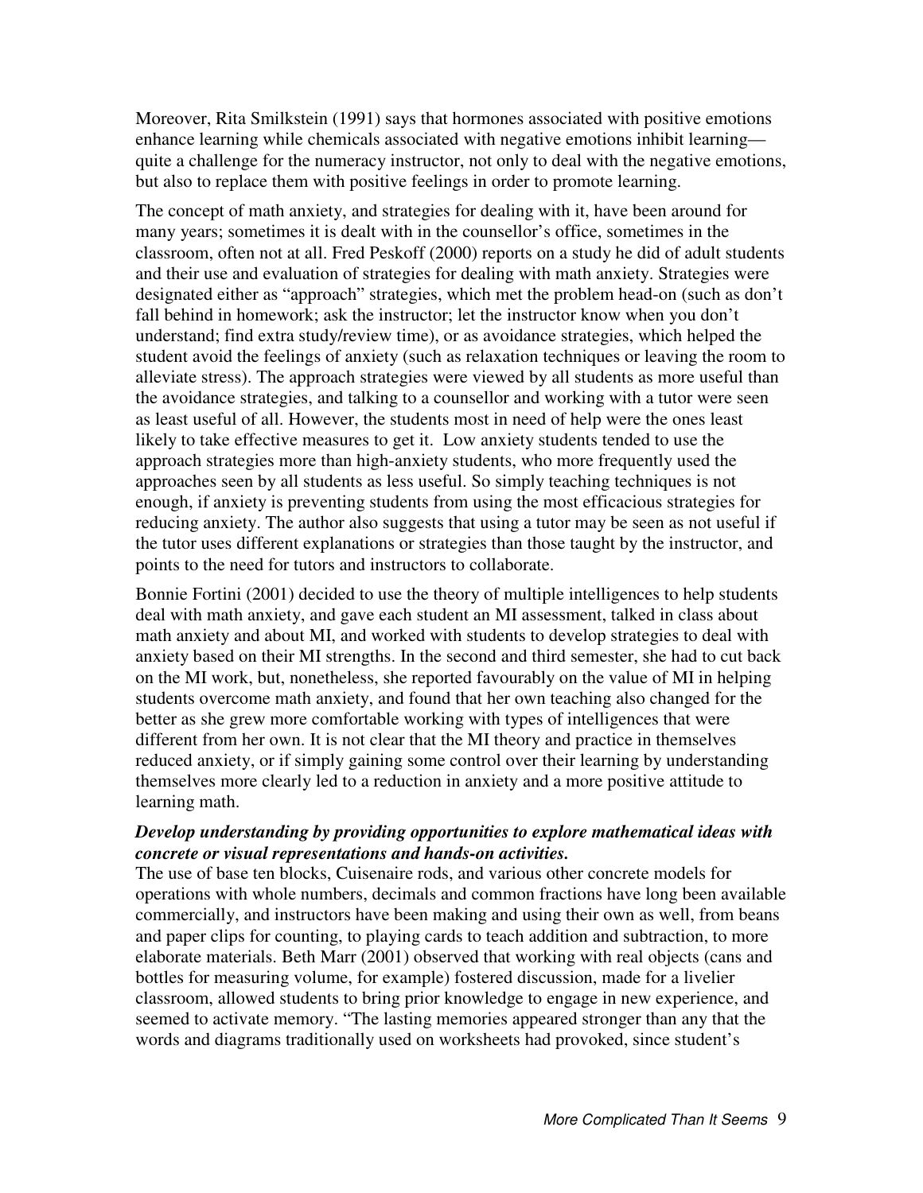Moreover, Rita Smilkstein (1991) says that hormones associated with positive emotions enhance learning while chemicals associated with negative emotions inhibit learning—quite a challenge for the numeracy instructor, not only to deal with the negative emotions, but also to replace them with positive feelings in order to promote learning.

The concept of math anxiety, and strategies for dealing with it, have been around for many years; sometimes it is dealt with in the counsellor's office, sometimes in the classroom, often not at all. Fred Peskoff (2000) reports on a study he did of adult students and their use and evaluation of strategies for dealing with math anxiety. Strategies were designated either as "approach" strategies, which met the problem head-on (such as don't fall behind in homework; ask the instructor; let the instructor know when you don't understand; find extra study/review time), or as avoidance strategies, which helped the student avoid the feelings of anxiety (such as relaxation techniques or leaving the room to alleviate stress). The approach strategies were viewed by all students as more useful than the avoidance strategies, and talking to a counsellor and working with a tutor were seen as least useful of all. However, the students most in need of help were the ones least likely to take effective measures to get it. Low anxiety students tended to use the approach strategies more than high-anxiety students, who more frequently used the approaches seen by all students as less useful. So simply teaching techniques is not enough, if anxiety is preventing students from using the most efficacious strategies for reducing anxiety. The author also suggests that using a tutor may be seen as not useful if the tutor uses different explanations or strategies than those taught by the instructor, and points to the need for tutors and instructors to collaborate.

Bonnie Fortini (2001) decided to use the theory of multiple intelligences to help students deal with math anxiety, and gave each student an MI assessment, talked in class about math anxiety and about MI, and worked with students to develop strategies to deal with anxiety based on their MI strengths. In the second and third semester, she had to cut back on the MI work, but, nonetheless, she reported favourably on the value of MI in helping students overcome math anxiety, and found that her own teaching also changed for the better as she grew more comfortable working with types of intelligences that were different from her own. It is not clear that the MI theory and practice in themselves reduced anxiety, or if simply gaining some control over their learning by understanding themselves more clearly led to a reduction in anxiety and a more positive attitude to learning math.

***Develop understanding by providing opportunities to explore mathematical ideas with concrete or visual representations and hands-on activities.***

The use of base ten blocks, Cuisenaire rods, and various other concrete models for operations with whole numbers, decimals and common fractions have long been available commercially, and instructors have been making and using their own as well, from beans and paper clips for counting, to playing cards to teach addition and subtraction, to more elaborate materials. Beth Marr (2001) observed that working with real objects (cans and bottles for measuring volume, for example) fostered discussion, made for a livelier classroom, allowed students to bring prior knowledge to engage in new experience, and seemed to activate memory. "The lasting memories appeared stronger than any that the words and diagrams traditionally used on worksheets had provoked, since student's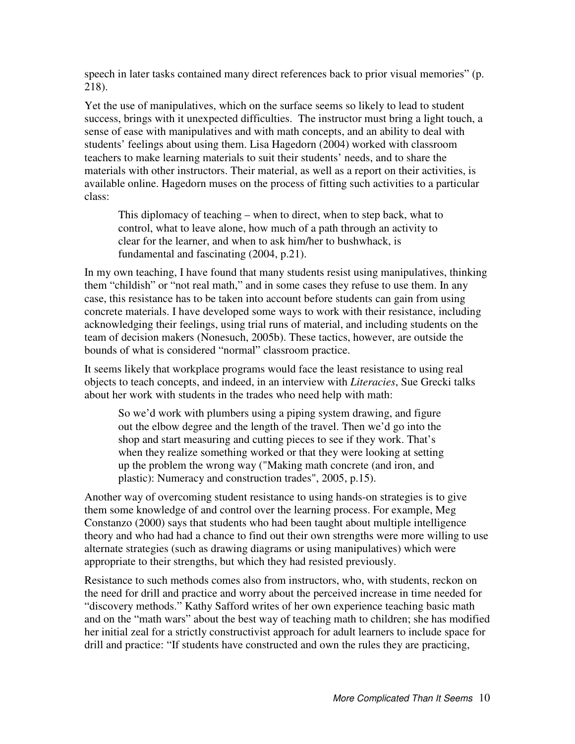speech in later tasks contained many direct references back to prior visual memories" (p. 218).

Yet the use of manipulatives, which on the surface seems so likely to lead to student success, brings with it unexpected difficulties. The instructor must bring a light touch, a sense of ease with manipulatives and with math concepts, and an ability to deal with students' feelings about using them. Lisa Hagedorn (2004) worked with classroom teachers to make learning materials to suit their students' needs, and to share the materials with other instructors. Their material, as well as a report on their activities, is available online. Hagedorn muses on the process of fitting such activities to a particular class:

> This diplomacy of teaching – when to direct, when to step back, what to control, what to leave alone, how much of a path through an activity to clear for the learner, and when to ask him/her to bushwhack, is fundamental and fascinating (2004, p.21).

In my own teaching, I have found that many students resist using manipulatives, thinking them "childish" or "not real math," and in some cases they refuse to use them. In any case, this resistance has to be taken into account before students can gain from using concrete materials. I have developed some ways to work with their resistance, including acknowledging their feelings, using trial runs of material, and including students on the team of decision makers (Nonesuch, 2005b). These tactics, however, are outside the bounds of what is considered "normal" classroom practice.

It seems likely that workplace programs would face the least resistance to using real objects to teach concepts, and indeed, in an interview with *Literacies*, Sue Grecki talks about her work with students in the trades who need help with math:

> So we'd work with plumbers using a piping system drawing, and figure out the elbow degree and the length of the travel. Then we'd go into the shop and start measuring and cutting pieces to see if they work. That's when they realize something worked or that they were looking at setting up the problem the wrong way ("Making math concrete (and iron, and plastic): Numeracy and construction trades", 2005, p.15).

Another way of overcoming student resistance to using hands-on strategies is to give them some knowledge of and control over the learning process. For example, Meg Constanzo (2000) says that students who had been taught about multiple intelligence theory and who had had a chance to find out their own strengths were more willing to use alternate strategies (such as drawing diagrams or using manipulatives) which were appropriate to their strengths, but which they had resisted previously.

Resistance to such methods comes also from instructors, who, with students, reckon on the need for drill and practice and worry about the perceived increase in time needed for "discovery methods." Kathy Safford writes of her own experience teaching basic math and on the "math wars" about the best way of teaching math to children; she has modified her initial zeal for a strictly constructivist approach for adult learners to include space for drill and practice: "If students have constructed and own the rules they are practicing,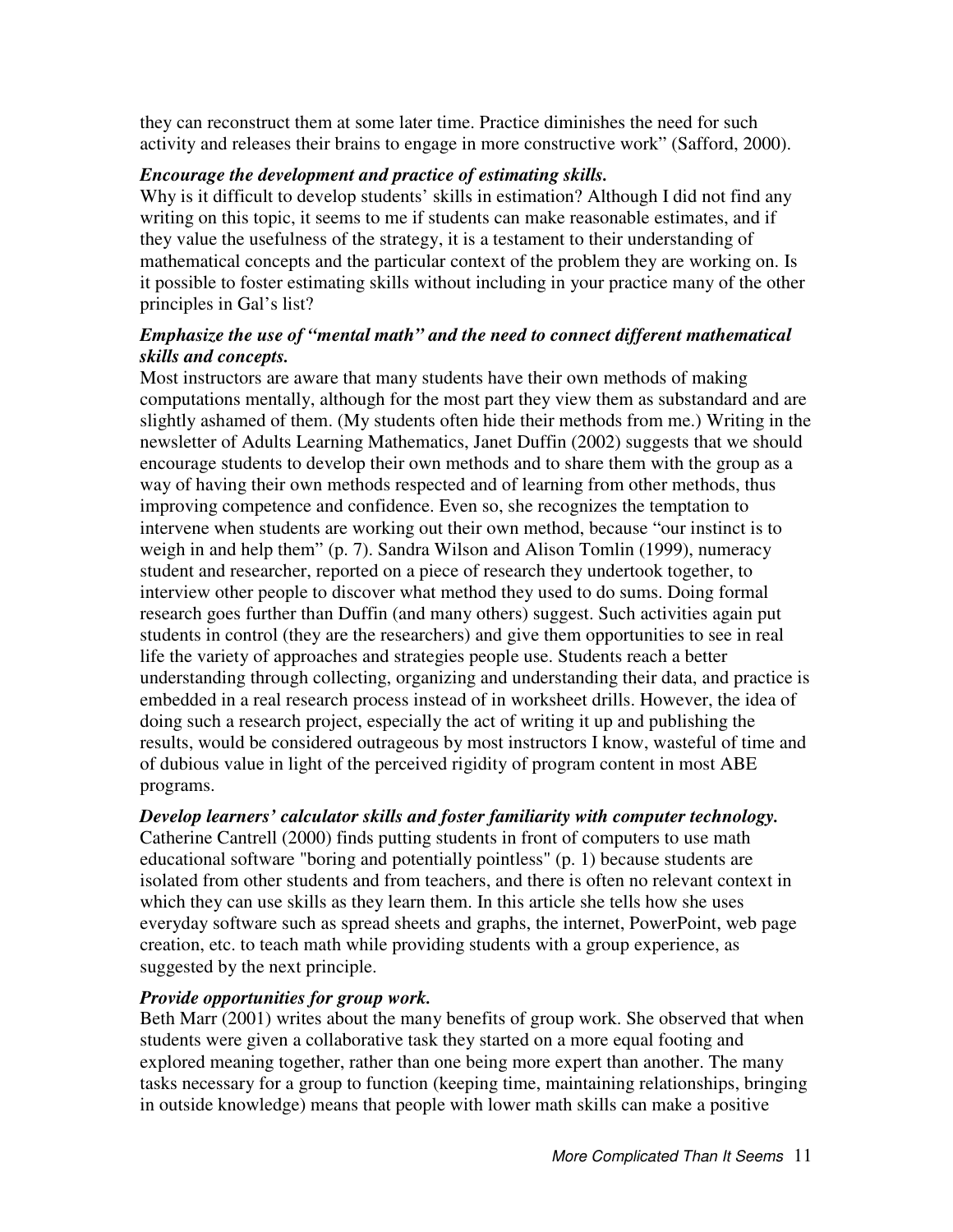they can reconstruct them at some later time. Practice diminishes the need for such activity and releases their brains to engage in more constructive work" (Safford, 2000).

***Encourage the development and practice of estimating skills.***

Why is it difficult to develop students' skills in estimation? Although I did not find any writing on this topic, it seems to me if students can make reasonable estimates, and if they value the usefulness of the strategy, it is a testament to their understanding of mathematical concepts and the particular context of the problem they are working on. Is it possible to foster estimating skills without including in your practice many of the other principles in Gal's list?

***Emphasize the use of "mental math" and the need to connect different mathematical skills and concepts.***

Most instructors are aware that many students have their own methods of making computations mentally, although for the most part they view them as substandard and are slightly ashamed of them. (My students often hide their methods from me.) Writing in the newsletter of Adults Learning Mathematics, Janet Duffin (2002) suggests that we should encourage students to develop their own methods and to share them with the group as a way of having their own methods respected and of learning from other methods, thus improving competence and confidence. Even so, she recognizes the temptation to intervene when students are working out their own method, because "our instinct is to weigh in and help them" (p. 7). Sandra Wilson and Alison Tomlin (1999), numeracy student and researcher, reported on a piece of research they undertook together, to interview other people to discover what method they used to do sums. Doing formal research goes further than Duffin (and many others) suggest. Such activities again put students in control (they are the researchers) and give them opportunities to see in real life the variety of approaches and strategies people use. Students reach a better understanding through collecting, organizing and understanding their data, and practice is embedded in a real research process instead of in worksheet drills. However, the idea of doing such a research project, especially the act of writing it up and publishing the results, would be considered outrageous by most instructors I know, wasteful of time and of dubious value in light of the perceived rigidity of program content in most ABE programs.

***Develop learners' calculator skills and foster familiarity with computer technology.***

Catherine Cantrell (2000) finds putting students in front of computers to use math educational software "boring and potentially pointless" (p. 1) because students are isolated from other students and from teachers, and there is often no relevant context in which they can use skills as they learn them. In this article she tells how she uses everyday software such as spread sheets and graphs, the internet, PowerPoint, web page creation, etc. to teach math while providing students with a group experience, as suggested by the next principle.

***Provide opportunities for group work.***

Beth Marr (2001) writes about the many benefits of group work. She observed that when students were given a collaborative task they started on a more equal footing and explored meaning together, rather than one being more expert than another. The many tasks necessary for a group to function (keeping time, maintaining relationships, bringing in outside knowledge) means that people with lower math skills can make a positive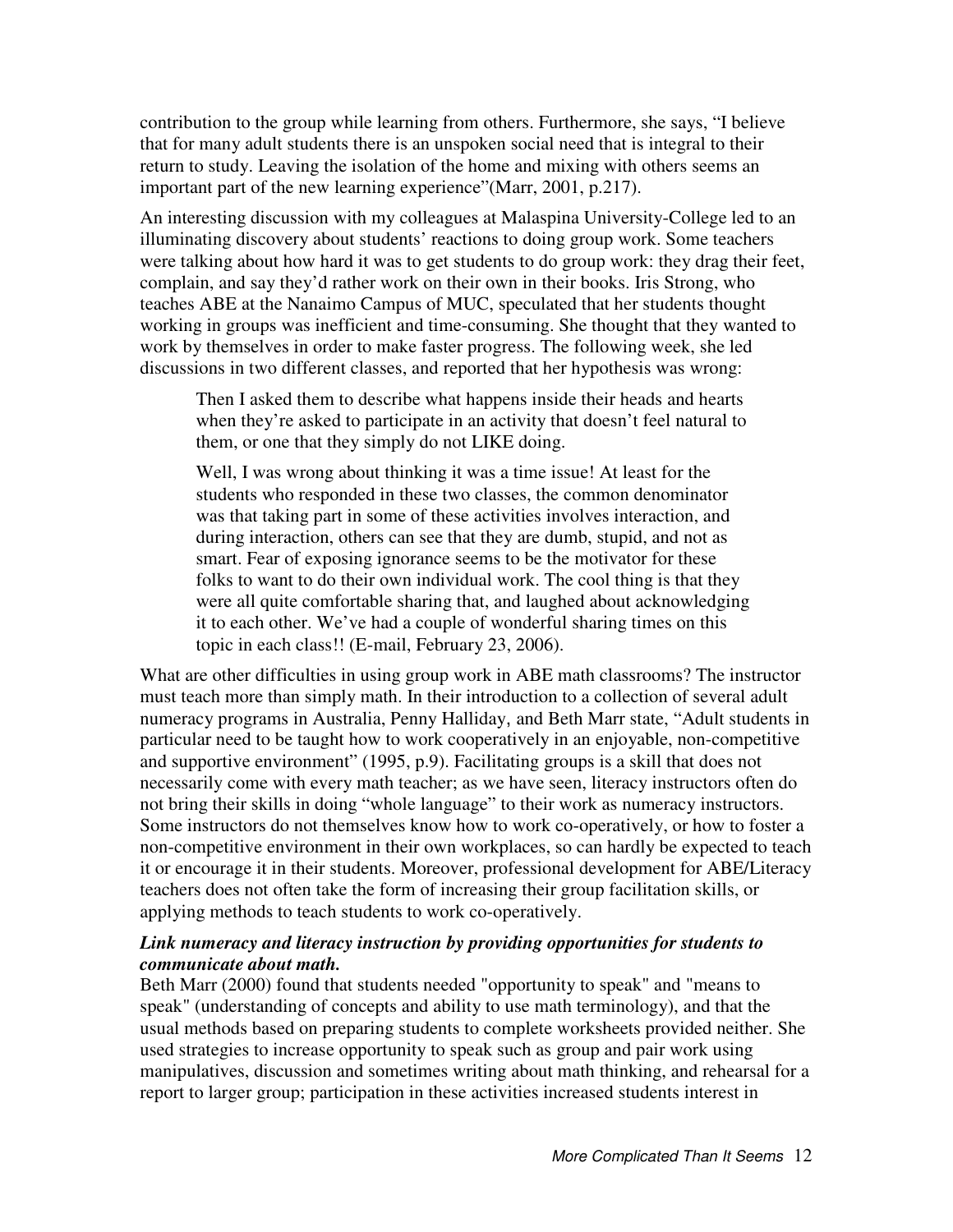contribution to the group while learning from others. Furthermore, she says, "I believe that for many adult students there is an unspoken social need that is integral to their return to study. Leaving the isolation of the home and mixing with others seems an important part of the new learning experience"(Marr, 2001, p.217).

An interesting discussion with my colleagues at Malaspina University-College led to an illuminating discovery about students' reactions to doing group work. Some teachers were talking about how hard it was to get students to do group work: they drag their feet, complain, and say they'd rather work on their own in their books. Iris Strong, who teaches ABE at the Nanaimo Campus of MUC, speculated that her students thought working in groups was inefficient and time-consuming. She thought that they wanted to work by themselves in order to make faster progress. The following week, she led discussions in two different classes, and reported that her hypothesis was wrong:

> Then I asked them to describe what happens inside their heads and hearts when they're asked to participate in an activity that doesn't feel natural to them, or one that they simply do not LIKE doing.
>
> Well, I was wrong about thinking it was a time issue! At least for the students who responded in these two classes, the common denominator was that taking part in some of these activities involves interaction, and during interaction, others can see that they are dumb, stupid, and not as smart. Fear of exposing ignorance seems to be the motivator for these folks to want to do their own individual work. The cool thing is that they were all quite comfortable sharing that, and laughed about acknowledging it to each other. We've had a couple of wonderful sharing times on this topic in each class!! (E-mail, February 23, 2006).

What are other difficulties in using group work in ABE math classrooms? The instructor must teach more than simply math. In their introduction to a collection of several adult numeracy programs in Australia, Penny Halliday, and Beth Marr state, "Adult students in particular need to be taught how to work cooperatively in an enjoyable, non-competitive and supportive environment" (1995, p.9). Facilitating groups is a skill that does not necessarily come with every math teacher; as we have seen, literacy instructors often do not bring their skills in doing "whole language" to their work as numeracy instructors. Some instructors do not themselves know how to work co-operatively, or how to foster a non-competitive environment in their own workplaces, so can hardly be expected to teach it or encourage it in their students. Moreover, professional development for ABE/Literacy teachers does not often take the form of increasing their group facilitation skills, or applying methods to teach students to work co-operatively.

***Link numeracy and literacy instruction by providing opportunities for students to communicate about math.***

Beth Marr (2000) found that students needed "opportunity to speak" and "means to speak" (understanding of concepts and ability to use math terminology), and that the usual methods based on preparing students to complete worksheets provided neither. She used strategies to increase opportunity to speak such as group and pair work using manipulatives, discussion and sometimes writing about math thinking, and rehearsal for a report to larger group; participation in these activities increased students interest in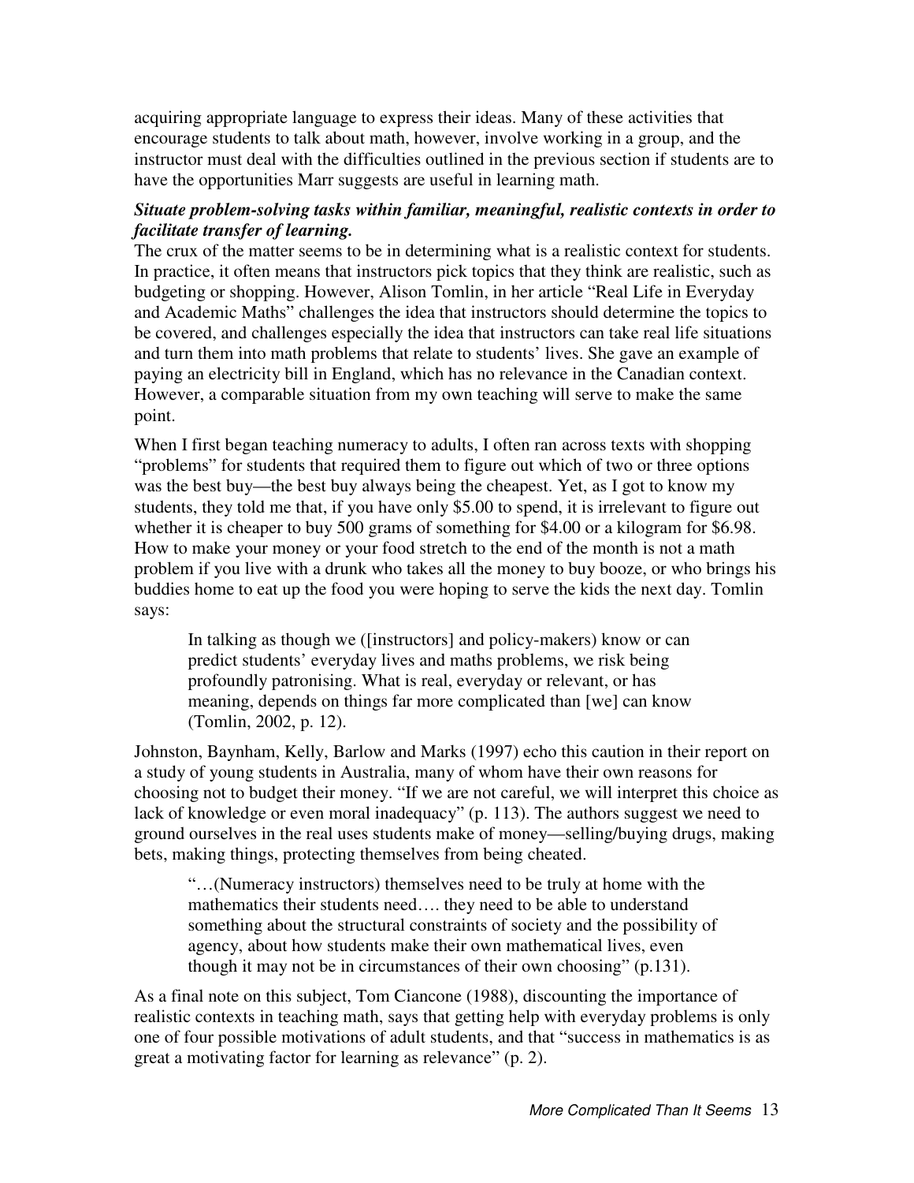acquiring appropriate language to express their ideas. Many of these activities that encourage students to talk about math, however, involve working in a group, and the instructor must deal with the difficulties outlined in the previous section if students are to have the opportunities Marr suggests are useful in learning math.

***Situate problem-solving tasks within familiar, meaningful, realistic contexts in order to facilitate transfer of learning.***

The crux of the matter seems to be in determining what is a realistic context for students. In practice, it often means that instructors pick topics that they think are realistic, such as budgeting or shopping. However, Alison Tomlin, in her article "Real Life in Everyday and Academic Maths" challenges the idea that instructors should determine the topics to be covered, and challenges especially the idea that instructors can take real life situations and turn them into math problems that relate to students' lives. She gave an example of paying an electricity bill in England, which has no relevance in the Canadian context. However, a comparable situation from my own teaching will serve to make the same point.

When I first began teaching numeracy to adults, I often ran across texts with shopping "problems" for students that required them to figure out which of two or three options was the best buy—the best buy always being the cheapest. Yet, as I got to know my students, they told me that, if you have only $5.00 to spend, it is irrelevant to figure out whether it is cheaper to buy 500 grams of something for $4.00 or a kilogram for $6.98. How to make your money or your food stretch to the end of the month is not a math problem if you live with a drunk who takes all the money to buy booze, or who brings his buddies home to eat up the food you were hoping to serve the kids the next day. Tomlin says:

> In talking as though we ([instructors] and policy-makers) know or can predict students' everyday lives and maths problems, we risk being profoundly patronising. What is real, everyday or relevant, or has meaning, depends on things far more complicated than [we] can know (Tomlin, 2002, p. 12).

Johnston, Baynham, Kelly, Barlow and Marks (1997) echo this caution in their report on a study of young students in Australia, many of whom have their own reasons for choosing not to budget their money. "If we are not careful, we will interpret this choice as lack of knowledge or even moral inadequacy" (p. 113). The authors suggest we need to ground ourselves in the real uses students make of money—selling/buying drugs, making bets, making things, protecting themselves from being cheated.

> "…(Numeracy instructors) themselves need to be truly at home with the mathematics their students need…. they need to be able to understand something about the structural constraints of society and the possibility of agency, about how students make their own mathematical lives, even though it may not be in circumstances of their own choosing" (p.131).

As a final note on this subject, Tom Ciancone (1988), discounting the importance of realistic contexts in teaching math, says that getting help with everyday problems is only one of four possible motivations of adult students, and that "success in mathematics is as great a motivating factor for learning as relevance" (p. 2).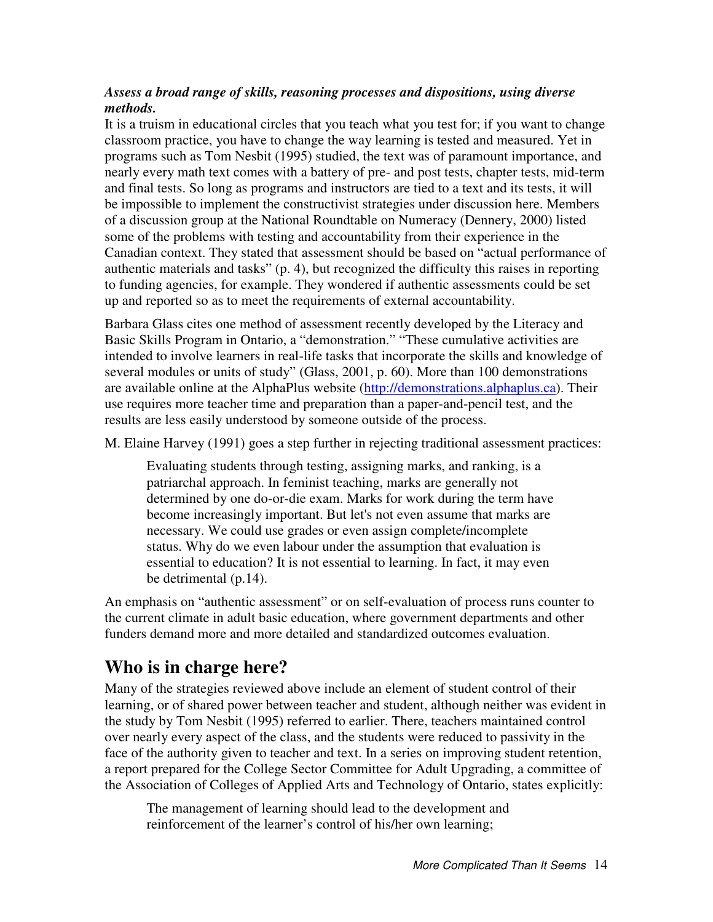***Assess a broad range of skills, reasoning processes and dispositions, using diverse methods.***

It is a truism in educational circles that you teach what you test for; if you want to change classroom practice, you have to change the way learning is tested and measured. Yet in programs such as Tom Nesbit (1995) studied, the text was of paramount importance, and nearly every math text comes with a battery of pre- and post tests, chapter tests, mid-term and final tests. So long as programs and instructors are tied to a text and its tests, it will be impossible to implement the constructivist strategies under discussion here. Members of a discussion group at the National Roundtable on Numeracy (Dennery, 2000) listed some of the problems with testing and accountability from their experience in the Canadian context. They stated that assessment should be based on "actual performance of authentic materials and tasks" (p. 4), but recognized the difficulty this raises in reporting to funding agencies, for example. They wondered if authentic assessments could be set up and reported so as to meet the requirements of external accountability.

Barbara Glass cites one method of assessment recently developed by the Literacy and Basic Skills Program in Ontario, a "demonstration." "These cumulative activities are intended to involve learners in real-life tasks that incorporate the skills and knowledge of several modules or units of study" (Glass, 2001, p. 60). More than 100 demonstrations are available online at the AlphaPlus website (http://demonstrations.alphaplus.ca). Their use requires more teacher time and preparation than a paper-and-pencil test, and the results are less easily understood by someone outside of the process.

M. Elaine Harvey (1991) goes a step further in rejecting traditional assessment practices:

> Evaluating students through testing, assigning marks, and ranking, is a patriarchal approach. In feminist teaching, marks are generally not determined by one do-or-die exam. Marks for work during the term have become increasingly important. But let's not even assume that marks are necessary. We could use grades or even assign complete/incomplete status. Why do we even labour under the assumption that evaluation is essential to education? It is not essential to learning. In fact, it may even be detrimental (p.14).

An emphasis on "authentic assessment" or on self-evaluation of process runs counter to the current climate in adult basic education, where government departments and other funders demand more and more detailed and standardized outcomes evaluation.

## Who is in charge here?

Many of the strategies reviewed above include an element of student control of their learning, or of shared power between teacher and student, although neither was evident in the study by Tom Nesbit (1995) referred to earlier. There, teachers maintained control over nearly every aspect of the class, and the students were reduced to passivity in the face of the authority given to teacher and text. In a series on improving student retention, a report prepared for the College Sector Committee for Adult Upgrading, a committee of the Association of Colleges of Applied Arts and Technology of Ontario, states explicitly:

> The management of learning should lead to the development and reinforcement of the learner's control of his/her own learning;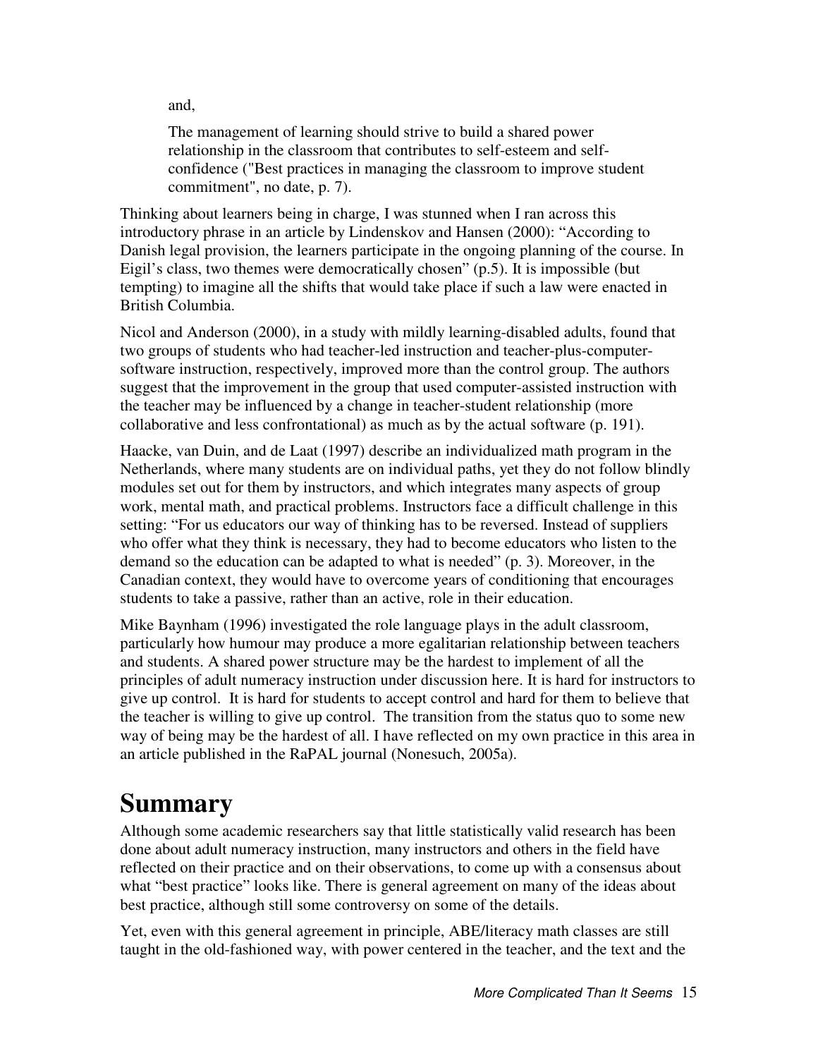and,

> The management of learning should strive to build a shared power relationship in the classroom that contributes to self-esteem and self-confidence ("Best practices in managing the classroom to improve student commitment", no date, p. 7).

Thinking about learners being in charge, I was stunned when I ran across this introductory phrase in an article by Lindenskov and Hansen (2000): "According to Danish legal provision, the learners participate in the ongoing planning of the course. In Eigil's class, two themes were democratically chosen" (p.5). It is impossible (but tempting) to imagine all the shifts that would take place if such a law were enacted in British Columbia.

Nicol and Anderson (2000), in a study with mildly learning-disabled adults, found that two groups of students who had teacher-led instruction and teacher-plus-computer-software instruction, respectively, improved more than the control group. The authors suggest that the improvement in the group that used computer-assisted instruction with the teacher may be influenced by a change in teacher-student relationship (more collaborative and less confrontational) as much as by the actual software (p. 191).

Haacke, van Duin, and de Laat (1997) describe an individualized math program in the Netherlands, where many students are on individual paths, yet they do not follow blindly modules set out for them by instructors, and which integrates many aspects of group work, mental math, and practical problems. Instructors face a difficult challenge in this setting: "For us educators our way of thinking has to be reversed. Instead of suppliers who offer what they think is necessary, they had to become educators who listen to the demand so the education can be adapted to what is needed" (p. 3). Moreover, in the Canadian context, they would have to overcome years of conditioning that encourages students to take a passive, rather than an active, role in their education.

Mike Baynham (1996) investigated the role language plays in the adult classroom, particularly how humour may produce a more egalitarian relationship between teachers and students. A shared power structure may be the hardest to implement of all the principles of adult numeracy instruction under discussion here. It is hard for instructors to give up control. It is hard for students to accept control and hard for them to believe that the teacher is willing to give up control. The transition from the status quo to some new way of being may be the hardest of all. I have reflected on my own practice in this area in an article published in the RaPAL journal (Nonesuch, 2005a).

# Summary

Although some academic researchers say that little statistically valid research has been done about adult numeracy instruction, many instructors and others in the field have reflected on their practice and on their observations, to come up with a consensus about what "best practice" looks like. There is general agreement on many of the ideas about best practice, although still some controversy on some of the details.

Yet, even with this general agreement in principle, ABE/literacy math classes are still taught in the old-fashioned way, with power centered in the teacher, and the text and the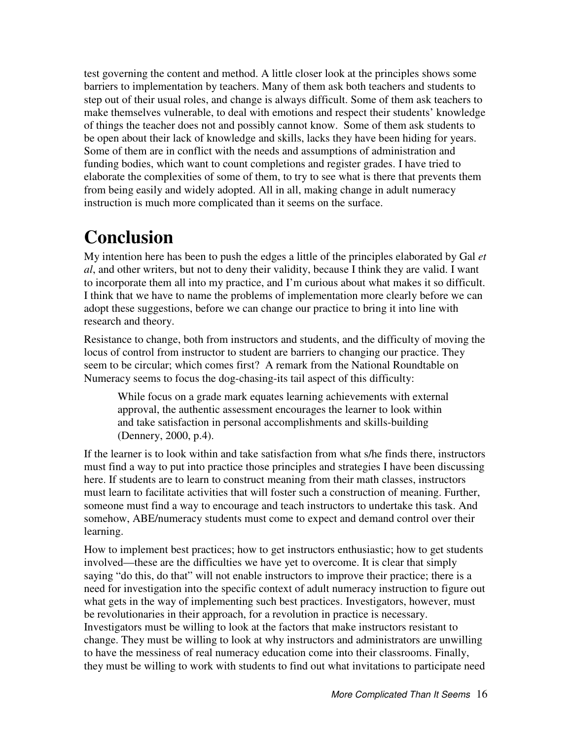test governing the content and method. A little closer look at the principles shows some barriers to implementation by teachers. Many of them ask both teachers and students to step out of their usual roles, and change is always difficult. Some of them ask teachers to make themselves vulnerable, to deal with emotions and respect their students' knowledge of things the teacher does not and possibly cannot know. Some of them ask students to be open about their lack of knowledge and skills, lacks they have been hiding for years. Some of them are in conflict with the needs and assumptions of administration and funding bodies, which want to count completions and register grades. I have tried to elaborate the complexities of some of them, to try to see what is there that prevents them from being easily and widely adopted. All in all, making change in adult numeracy instruction is much more complicated than it seems on the surface.

# Conclusion

My intention here has been to push the edges a little of the principles elaborated by Gal *et al*, and other writers, but not to deny their validity, because I think they are valid. I want to incorporate them all into my practice, and I'm curious about what makes it so difficult. I think that we have to name the problems of implementation more clearly before we can adopt these suggestions, before we can change our practice to bring it into line with research and theory.

Resistance to change, both from instructors and students, and the difficulty of moving the locus of control from instructor to student are barriers to changing our practice. They seem to be circular; which comes first? A remark from the National Roundtable on Numeracy seems to focus the dog-chasing-its tail aspect of this difficulty:

> While focus on a grade mark equates learning achievements with external approval, the authentic assessment encourages the learner to look within and take satisfaction in personal accomplishments and skills-building (Dennery, 2000, p.4).

If the learner is to look within and take satisfaction from what s/he finds there, instructors must find a way to put into practice those principles and strategies I have been discussing here. If students are to learn to construct meaning from their math classes, instructors must learn to facilitate activities that will foster such a construction of meaning. Further, someone must find a way to encourage and teach instructors to undertake this task. And somehow, ABE/numeracy students must come to expect and demand control over their learning.

How to implement best practices; how to get instructors enthusiastic; how to get students involved—these are the difficulties we have yet to overcome. It is clear that simply saying "do this, do that" will not enable instructors to improve their practice; there is a need for investigation into the specific context of adult numeracy instruction to figure out what gets in the way of implementing such best practices. Investigators, however, must be revolutionaries in their approach, for a revolution in practice is necessary. Investigators must be willing to look at the factors that make instructors resistant to change. They must be willing to look at why instructors and administrators are unwilling to have the messiness of real numeracy education come into their classrooms. Finally, they must be willing to work with students to find out what invitations to participate need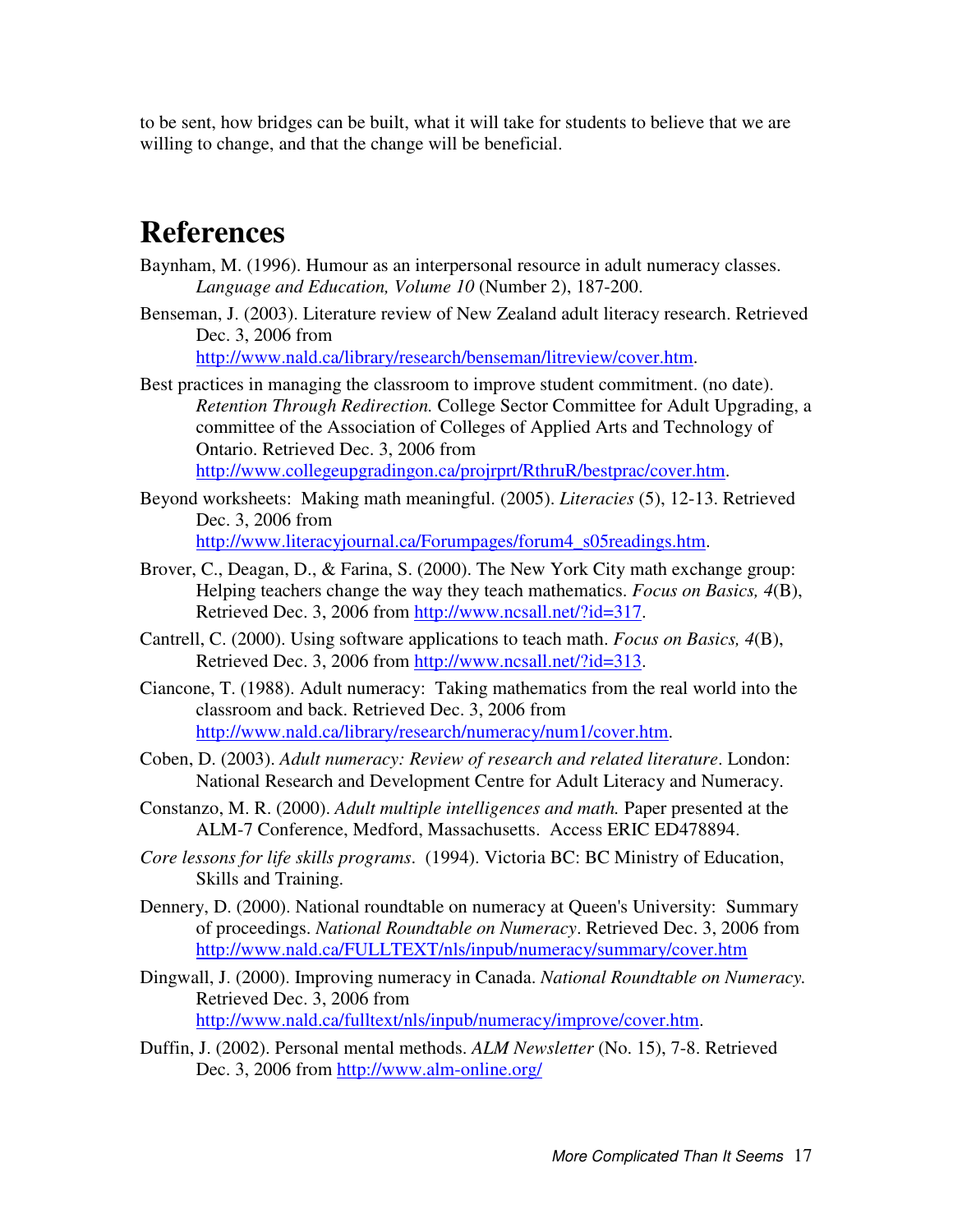to be sent, how bridges can be built, what it will take for students to believe that we are willing to change, and that the change will be beneficial.

# References

Baynham, M. (1996). Humour as an interpersonal resource in adult numeracy classes. *Language and Education, Volume 10* (Number 2), 187-200.

Benseman, J. (2003). Literature review of New Zealand adult literacy research. Retrieved Dec. 3, 2006 from http://www.nald.ca/library/research/benseman/litreview/cover.htm.

Best practices in managing the classroom to improve student commitment. (no date). *Retention Through Redirection.* College Sector Committee for Adult Upgrading, a committee of the Association of Colleges of Applied Arts and Technology of Ontario. Retrieved Dec. 3, 2006 from http://www.collegeupgradingon.ca/projrprt/RthruR/bestprac/cover.htm.

Beyond worksheets: Making math meaningful. (2005). *Literacies* (5), 12-13. Retrieved Dec. 3, 2006 from http://www.literacyjournal.ca/Forumpages/forum4_s05readings.htm.

Brover, C., Deagan, D., & Farina, S. (2000). The New York City math exchange group: Helping teachers change the way they teach mathematics. *Focus on Basics, 4*(B), Retrieved Dec. 3, 2006 from http://www.ncsall.net/?id=317.

Cantrell, C. (2000). Using software applications to teach math. *Focus on Basics, 4*(B), Retrieved Dec. 3, 2006 from http://www.ncsall.net/?id=313.

Ciancone, T. (1988). Adult numeracy: Taking mathematics from the real world into the classroom and back. Retrieved Dec. 3, 2006 from http://www.nald.ca/library/research/numeracy/num1/cover.htm.

Coben, D. (2003). *Adult numeracy: Review of research and related literature*. London: National Research and Development Centre for Adult Literacy and Numeracy.

Constanzo, M. R. (2000). *Adult multiple intelligences and math.* Paper presented at the ALM-7 Conference, Medford, Massachusetts. Access ERIC ED478894.

*Core lessons for life skills programs*. (1994). Victoria BC: BC Ministry of Education, Skills and Training.

Dennery, D. (2000). National roundtable on numeracy at Queen's University: Summary of proceedings. *National Roundtable on Numeracy*. Retrieved Dec. 3, 2006 from http://www.nald.ca/FULLTEXT/nls/inpub/numeracy/summary/cover.htm

Dingwall, J. (2000). Improving numeracy in Canada. *National Roundtable on Numeracy.* Retrieved Dec. 3, 2006 from http://www.nald.ca/fulltext/nls/inpub/numeracy/improve/cover.htm.

Duffin, J. (2002). Personal mental methods. *ALM Newsletter* (No. 15), 7-8. Retrieved Dec. 3, 2006 from http://www.alm-online.org/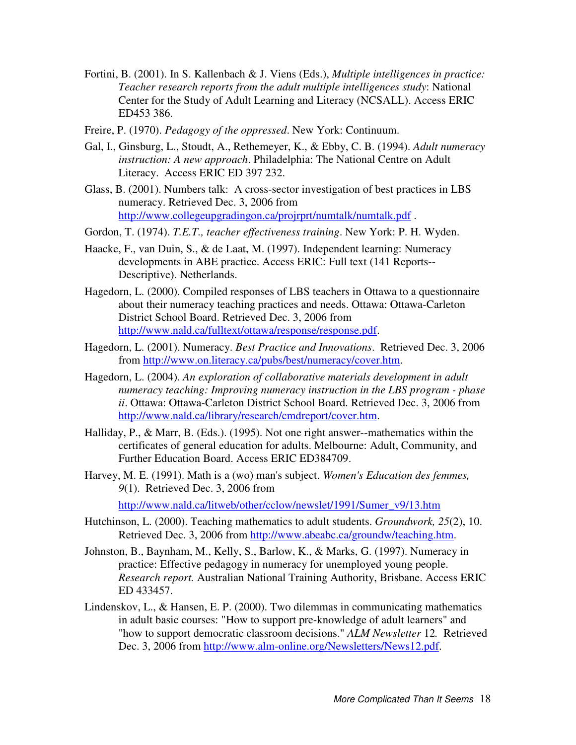Fortini, B. (2001). In S. Kallenbach & J. Viens (Eds.), *Multiple intelligences in practice: Teacher research reports from the adult multiple intelligences study*: National Center for the Study of Adult Learning and Literacy (NCSALL). Access ERIC ED453 386.

Freire, P. (1970). *Pedagogy of the oppressed*. New York: Continuum.

Gal, I., Ginsburg, L., Stoudt, A., Rethemeyer, K., & Ebby, C. B. (1994). *Adult numeracy instruction: A new approach*. Philadelphia: The National Centre on Adult Literacy. Access ERIC ED 397 232.

Glass, B. (2001). Numbers talk: A cross-sector investigation of best practices in LBS numeracy. Retrieved Dec. 3, 2006 from http://www.collegeupgradingon.ca/projrprt/numtalk/numtalk.pdf .

Gordon, T. (1974). *T.E.T., teacher effectiveness training*. New York: P. H. Wyden.

Haacke, F., van Duin, S., & de Laat, M. (1997). Independent learning: Numeracy developments in ABE practice. Access ERIC: Full text (141 Reports--Descriptive). Netherlands.

Hagedorn, L. (2000). Compiled responses of LBS teachers in Ottawa to a questionnaire about their numeracy teaching practices and needs. Ottawa: Ottawa-Carleton District School Board. Retrieved Dec. 3, 2006 from http://www.nald.ca/fulltext/ottawa/response/response.pdf.

Hagedorn, L. (2001). Numeracy. *Best Practice and Innovations*. Retrieved Dec. 3, 2006 from http://www.on.literacy.ca/pubs/best/numeracy/cover.htm.

Hagedorn, L. (2004). *An exploration of collaborative materials development in adult numeracy teaching: Improving numeracy instruction in the LBS program - phase ii*. Ottawa: Ottawa-Carleton District School Board. Retrieved Dec. 3, 2006 from http://www.nald.ca/library/research/cmdreport/cover.htm.

Halliday, P., & Marr, B. (Eds.). (1995). Not one right answer--mathematics within the certificates of general education for adults. Melbourne: Adult, Community, and Further Education Board. Access ERIC ED384709.

Harvey, M. E. (1991). Math is a (wo) man's subject. *Women's Education des femmes, 9*(1). Retrieved Dec. 3, 2006 from

http://www.nald.ca/litweb/other/cclow/newslet/1991/Sumer_v9/13.htm

Hutchinson, L. (2000). Teaching mathematics to adult students. *Groundwork, 25*(2), 10. Retrieved Dec. 3, 2006 from http://www.abeabc.ca/groundw/teaching.htm.

Johnston, B., Baynham, M., Kelly, S., Barlow, K., & Marks, G. (1997). Numeracy in practice: Effective pedagogy in numeracy for unemployed young people. *Research report.* Australian National Training Authority, Brisbane. Access ERIC ED 433457.

Lindenskov, L., & Hansen, E. P. (2000). Two dilemmas in communicating mathematics in adult basic courses: "How to support pre-knowledge of adult learners" and "how to support democratic classroom decisions." *ALM Newsletter* 12*.* Retrieved Dec. 3, 2006 from http://www.alm-online.org/Newsletters/News12.pdf.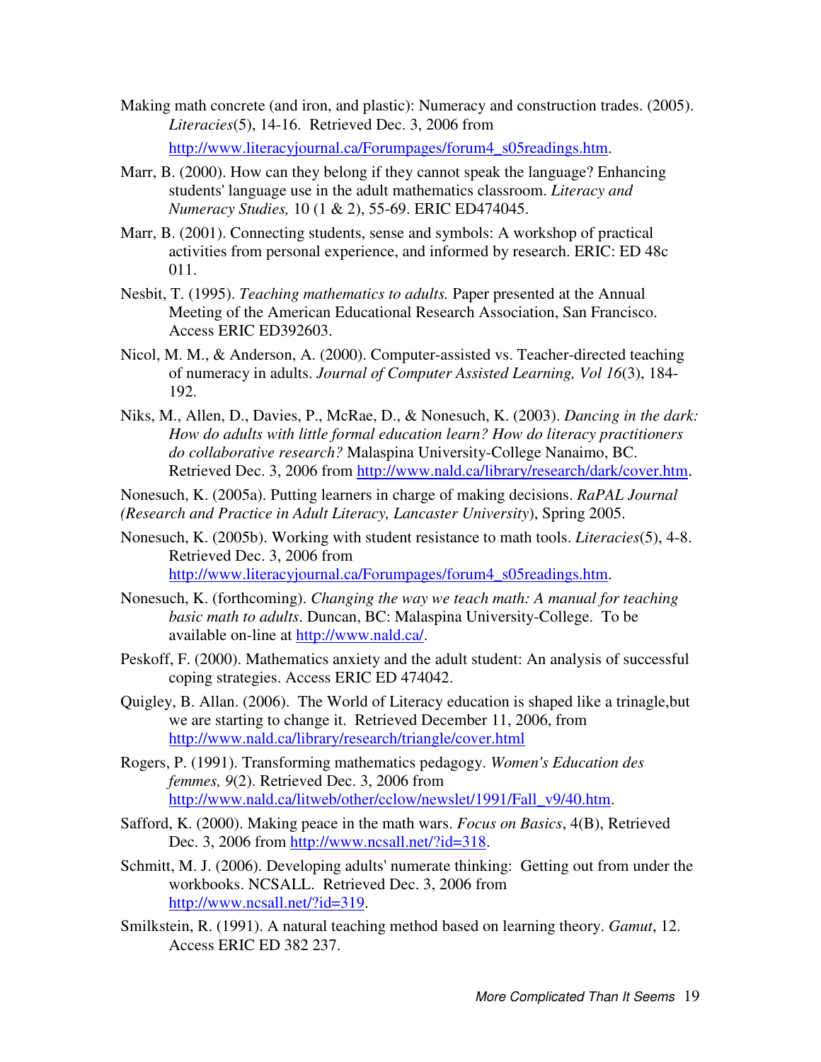Making math concrete (and iron, and plastic): Numeracy and construction trades. (2005). *Literacies*(5), 14-16. Retrieved Dec. 3, 2006 from http://www.literacyjournal.ca/Forumpages/forum4_s05readings.htm.

Marr, B. (2000). How can they belong if they cannot speak the language? Enhancing students' language use in the adult mathematics classroom. *Literacy and Numeracy Studies,* 10 (1 & 2), 55-69. ERIC ED474045.

Marr, B. (2001). Connecting students, sense and symbols: A workshop of practical activities from personal experience, and informed by research. ERIC: ED 48c 011.

Nesbit, T. (1995). *Teaching mathematics to adults.* Paper presented at the Annual Meeting of the American Educational Research Association, San Francisco. Access ERIC ED392603.

Nicol, M. M., & Anderson, A. (2000). Computer-assisted vs. Teacher-directed teaching of numeracy in adults. *Journal of Computer Assisted Learning, Vol 16*(3), 184-192.

Niks, M., Allen, D., Davies, P., McRae, D., & Nonesuch, K. (2003). *Dancing in the dark: How do adults with little formal education learn? How do literacy practitioners do collaborative research?* Malaspina University-College Nanaimo, BC. Retrieved Dec. 3, 2006 from http://www.nald.ca/library/research/dark/cover.htm.

Nonesuch, K. (2005a). Putting learners in charge of making decisions. *RaPAL Journal (Research and Practice in Adult Literacy, Lancaster University*), Spring 2005.

Nonesuch, K. (2005b). Working with student resistance to math tools. *Literacies*(5), 4-8. Retrieved Dec. 3, 2006 from http://www.literacyjournal.ca/Forumpages/forum4_s05readings.htm.

Nonesuch, K. (forthcoming). *Changing the way we teach math: A manual for teaching basic math to adults*. Duncan, BC: Malaspina University-College. To be available on-line at http://www.nald.ca/.

Peskoff, F. (2000). Mathematics anxiety and the adult student: An analysis of successful coping strategies. Access ERIC ED 474042.

Quigley, B. Allan. (2006). The World of Literacy education is shaped like a trinagle,but we are starting to change it. Retrieved December 11, 2006, from http://www.nald.ca/library/research/triangle/cover.html

Rogers, P. (1991). Transforming mathematics pedagogy. *Women's Education des femmes, 9*(2). Retrieved Dec. 3, 2006 from http://www.nald.ca/litweb/other/cclow/newslet/1991/Fall_v9/40.htm.

Safford, K. (2000). Making peace in the math wars. *Focus on Basics*, 4(B), Retrieved Dec. 3, 2006 from http://www.ncsall.net/?id=318.

Schmitt, M. J. (2006). Developing adults' numerate thinking: Getting out from under the workbooks. NCSALL. Retrieved Dec. 3, 2006 from http://www.ncsall.net/?id=319.

Smilkstein, R. (1991). A natural teaching method based on learning theory. *Gamut*, 12. Access ERIC ED 382 237.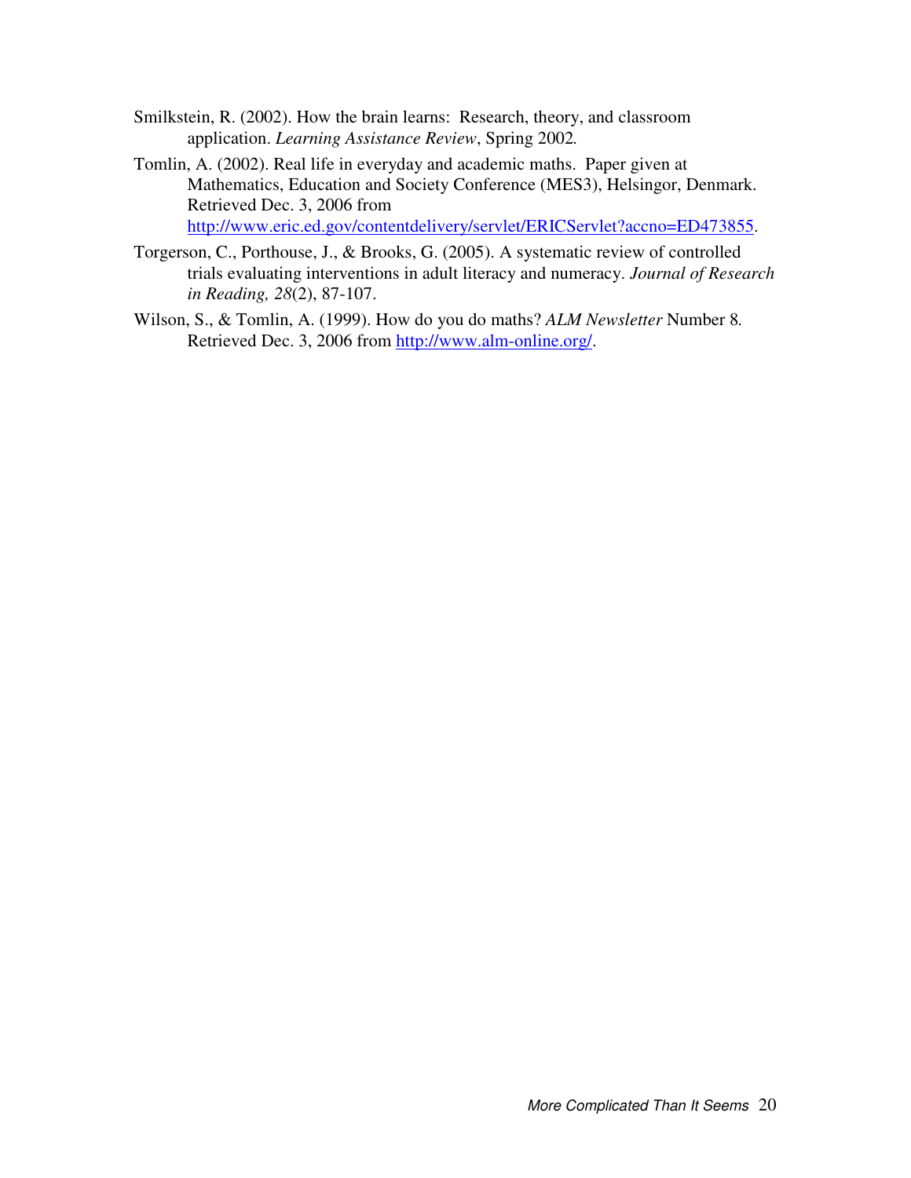Smilkstein, R. (2002). How the brain learns: Research, theory, and classroom application. *Learning Assistance Review*, Spring 2002.

Tomlin, A. (2002). Real life in everyday and academic maths. Paper given at Mathematics, Education and Society Conference (MES3), Helsingor, Denmark. Retrieved Dec. 3, 2006 from http://www.eric.ed.gov/contentdelivery/servlet/ERICServlet?accno=ED473855.

Torgerson, C., Porthouse, J., & Brooks, G. (2005). A systematic review of controlled trials evaluating interventions in adult literacy and numeracy. *Journal of Research in Reading, 28*(2), 87-107.

Wilson, S., & Tomlin, A. (1999). How do you do maths? *ALM Newsletter* Number 8. Retrieved Dec. 3, 2006 from http://www.alm-online.org/.